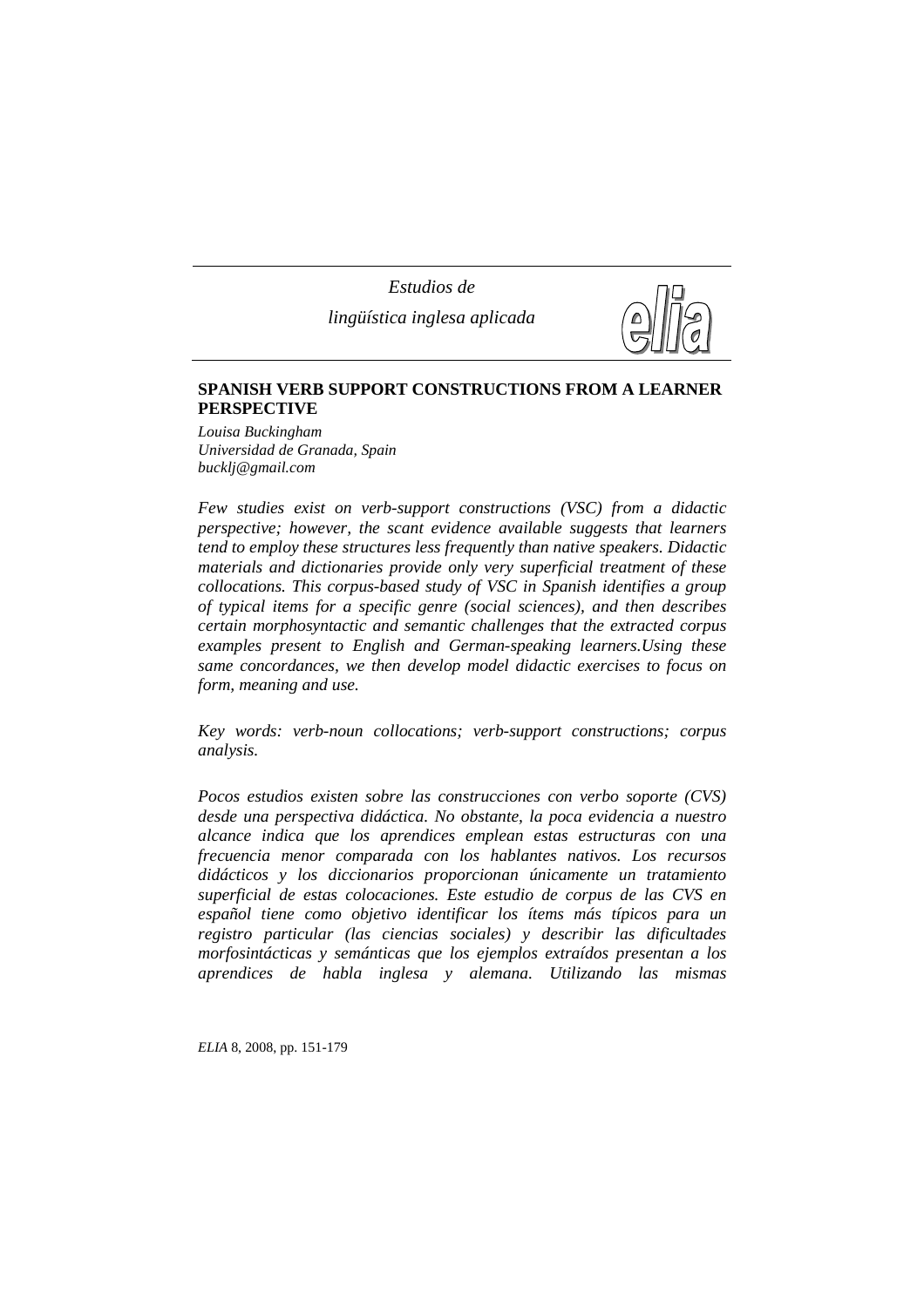*Estudios de*

*lingüística inglesa aplicada*

## SPANISH VERB SUPPORT CONSTRUCTIONS FROM A LEARNER PERSPECTIVE

*Louisa Buckingham*
*Universidad de Granada, Spain*
*bucklj@gmail.com*

*Few studies exist on verb-support constructions (VSC) from a didactic perspective; however, the scant evidence available suggests that learners tend to employ these structures less frequently than native speakers. Didactic materials and dictionaries provide only very superficial treatment of these collocations. This corpus-based study of VSC in Spanish identifies a group of typical items for a specific genre (social sciences), and then describes certain morphosyntactic and semantic challenges that the extracted corpus examples present to English and German-speaking learners.Using these same concordances, we then develop model didactic exercises to focus on form, meaning and use.*

*Key words: verb-noun collocations; verb-support constructions; corpus analysis.*

*Pocos estudios existen sobre las construcciones con verbo soporte (CVS) desde una perspectiva didáctica. No obstante, la poca evidencia a nuestro alcance indica que los aprendices emplean estas estructuras con una frecuencia menor comparada con los hablantes nativos. Los recursos didácticos y los diccionarios proporcionan únicamente un tratamiento superficial de estas colocaciones. Este estudio de corpus de las CVS en español tiene como objetivo identificar los ítems más típicos para un registro particular (las ciencias sociales) y describir las dificultades morfosintácticas y semánticas que los ejemplos extraídos presentan a los aprendices de habla inglesa y alemana. Utilizando las mismas*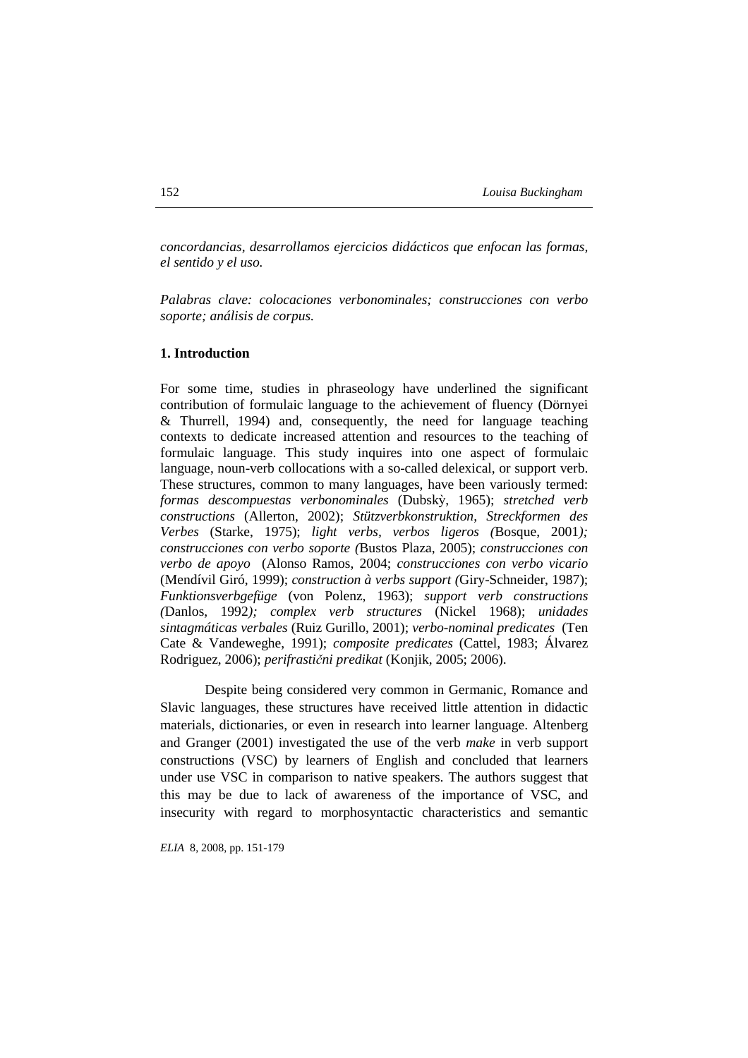*concordancias, desarrollamos ejercicios didácticos que enfocan las formas, el sentido y el uso.*

*Palabras clave: colocaciones verbonominales; construcciones con verbo soporte; análisis de corpus.*

## 1. Introduction

For some time, studies in phraseology have underlined the significant contribution of formulaic language to the achievement of fluency (Dörnyei & Thurrell, 1994) and, consequently, the need for language teaching contexts to dedicate increased attention and resources to the teaching of formulaic language. This study inquires into one aspect of formulaic language, noun-verb collocations with a so-called delexical, or support verb. These structures, common to many languages, have been variously termed: *formas descompuestas verbonominales* (Dubskỳ, 1965); *stretched verb constructions* (Allerton, 2002); *Stützverbkonstruktion*, *Streckformen des Verbes* (Starke, 1975); *light verbs*, *verbos ligeros (*Bosque, 2001*); construcciones con verbo soporte (*Bustos Plaza, 2005); *construcciones con verbo de apoyo* (Alonso Ramos, 2004; *construcciones con verbo vicario* (Mendívil Giró, 1999); *construction à verbs support (*Giry-Schneider, 1987); *Funktionsverbgefüge* (von Polenz, 1963); *support verb constructions (*Danlos, 1992*); complex verb structures* (Nickel 1968); *unidades sintagmáticas verbales* (Ruiz Gurillo, 2001); *verbo-nominal predicates* (Ten Cate & Vandeweghe, 1991); *composite predicates* (Cattel, 1983; Álvarez Rodriguez, 2006); *perifrastični predikat* (Konjik, 2005; 2006).

Despite being considered very common in Germanic, Romance and Slavic languages, these structures have received little attention in didactic materials, dictionaries, or even in research into learner language. Altenberg and Granger (2001) investigated the use of the verb *make* in verb support constructions (VSC) by learners of English and concluded that learners under use VSC in comparison to native speakers. The authors suggest that this may be due to lack of awareness of the importance of VSC, and insecurity with regard to morphosyntactic characteristics and semantic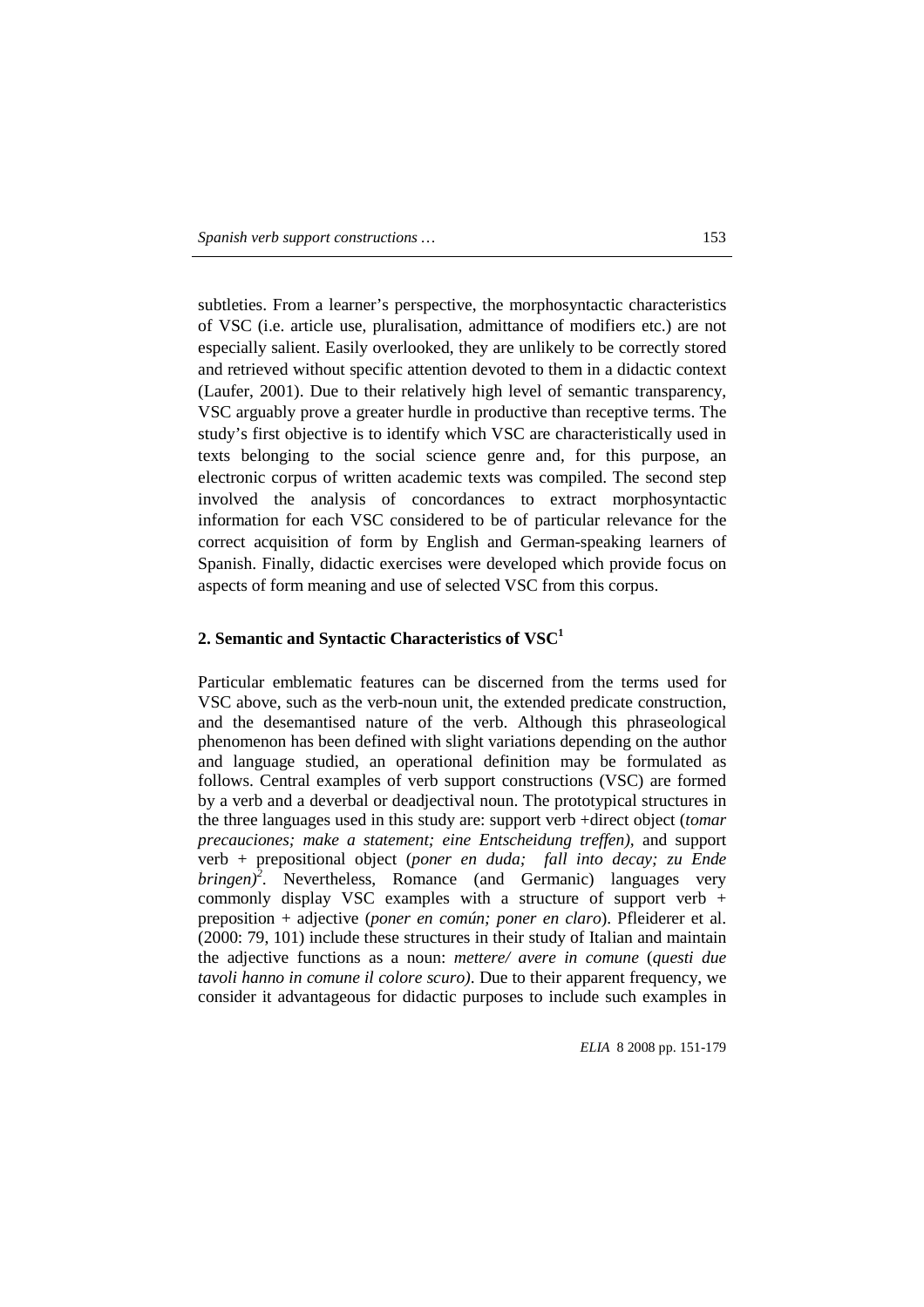subtleties. From a learner's perspective, the morphosyntactic characteristics of VSC (i.e. article use, pluralisation, admittance of modifiers etc.) are not especially salient. Easily overlooked, they are unlikely to be correctly stored and retrieved without specific attention devoted to them in a didactic context (Laufer, 2001). Due to their relatively high level of semantic transparency, VSC arguably prove a greater hurdle in productive than receptive terms. The study's first objective is to identify which VSC are characteristically used in texts belonging to the social science genre and, for this purpose, an electronic corpus of written academic texts was compiled. The second step involved the analysis of concordances to extract morphosyntactic information for each VSC considered to be of particular relevance for the correct acquisition of form by English and German-speaking learners of Spanish. Finally, didactic exercises were developed which provide focus on aspects of form meaning and use of selected VSC from this corpus.

## 2. Semantic and Syntactic Characteristics of VSC[1]

Particular emblematic features can be discerned from the terms used for VSC above, such as the verb-noun unit, the extended predicate construction, and the desemantised nature of the verb. Although this phraseological phenomenon has been defined with slight variations depending on the author and language studied, an operational definition may be formulated as follows. Central examples of verb support constructions (VSC) are formed by a verb and a deverbal or deadjectival noun. The prototypical structures in the three languages used in this study are: support verb +direct object (*tomar precauciones; make a statement; eine Entscheidung treffen),* and support verb + prepositional object (*poner en duda; fall into decay; zu Ende bringen)*[2]. Nevertheless, Romance (and Germanic) languages very commonly display VSC examples with a structure of support verb + preposition + adjective (*poner en común; poner en claro*). Pfleiderer et al. (2000: 79, 101) include these structures in their study of Italian and maintain the adjective functions as a noun: *mettere/ avere in comune* (*questi due tavoli hanno in comune il colore scuro)*. Due to their apparent frequency, we consider it advantageous for didactic purposes to include such examples in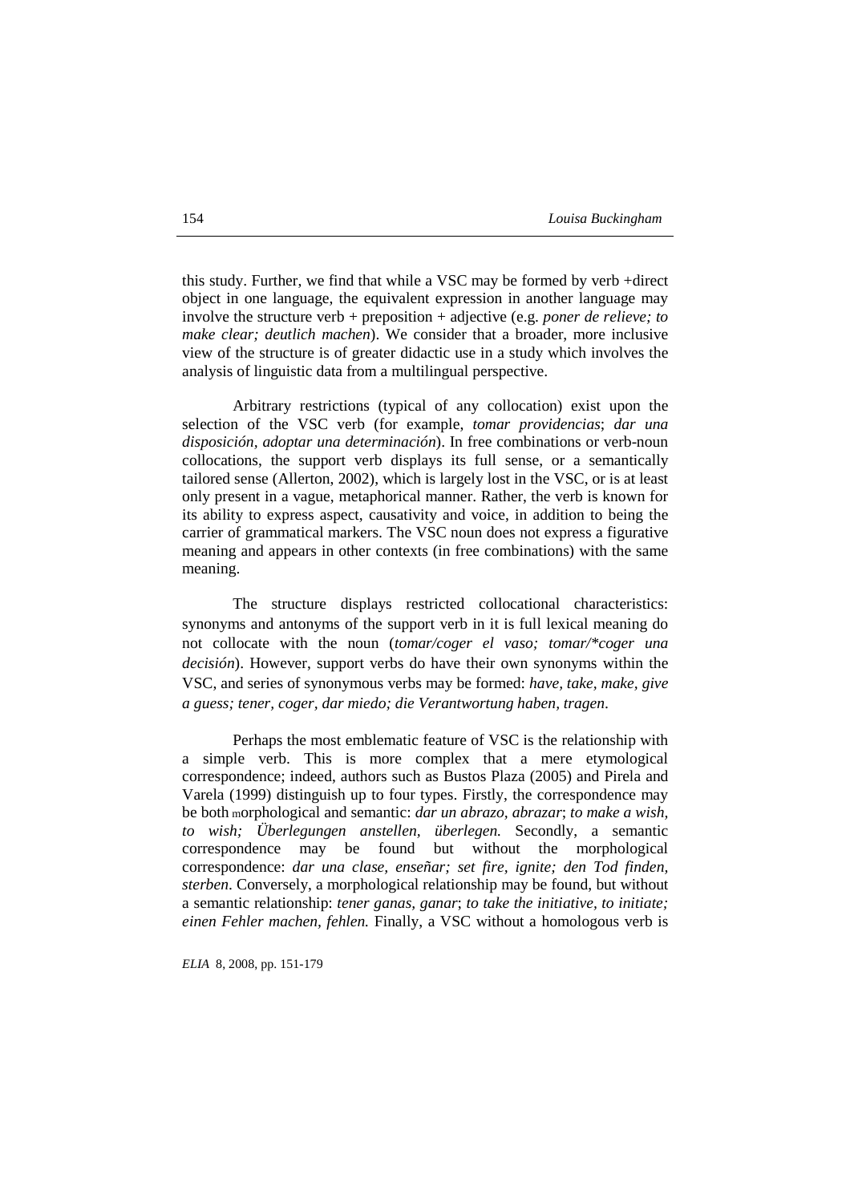this study. Further, we find that while a VSC may be formed by verb +direct object in one language, the equivalent expression in another language may involve the structure verb + preposition + adjective (e.g. *poner de relieve; to make clear; deutlich machen*). We consider that a broader, more inclusive view of the structure is of greater didactic use in a study which involves the analysis of linguistic data from a multilingual perspective.

Arbitrary restrictions (typical of any collocation) exist upon the selection of the VSC verb (for example, *tomar providencias*; *dar una disposición, adoptar una determinación*). In free combinations or verb-noun collocations, the support verb displays its full sense, or a semantically tailored sense (Allerton, 2002), which is largely lost in the VSC, or is at least only present in a vague, metaphorical manner. Rather, the verb is known for its ability to express aspect, causativity and voice, in addition to being the carrier of grammatical markers. The VSC noun does not express a figurative meaning and appears in other contexts (in free combinations) with the same meaning.

The structure displays restricted collocational characteristics: synonyms and antonyms of the support verb in it is full lexical meaning do not collocate with the noun (*tomar/coger el vaso; tomar/*coger una decisión*). However, support verbs do have their own synonyms within the VSC, and series of synonymous verbs may be formed: *have, take, make, give a guess; tener, coger, dar miedo; die Verantwortung haben, tragen*.

Perhaps the most emblematic feature of VSC is the relationship with a simple verb. This is more complex that a mere etymological correspondence; indeed, authors such as Bustos Plaza (2005) and Pirela and Varela (1999) distinguish up to four types. Firstly, the correspondence may be both morphological and semantic: *dar un abrazo, abrazar*; *to make a wish, to wish; Überlegungen anstellen, überlegen.* Secondly, a semantic correspondence may be found but without the morphological correspondence: *dar una clase, enseñar; set fire, ignite; den Tod finden, sterben*. Conversely, a morphological relationship may be found, but without a semantic relationship: *tener ganas, ganar*; *to take the initiative, to initiate; einen Fehler machen, fehlen.* Finally, a VSC without a homologous verb is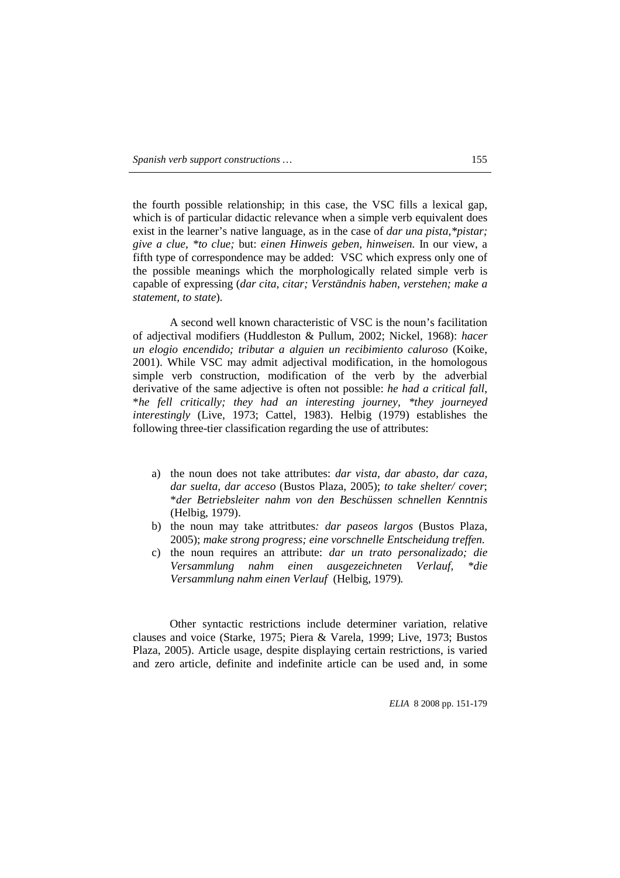the fourth possible relationship; in this case, the VSC fills a lexical gap, which is of particular didactic relevance when a simple verb equivalent does exist in the learner's native language, as in the case of *dar una pista,\*pistar; give a clue, \*to clue;* but: *einen Hinweis geben, hinweisen.* In our view, a fifth type of correspondence may be added: VSC which express only one of the possible meanings which the morphologically related simple verb is capable of expressing (*dar cita, citar; Verständnis haben, verstehen; make a statement, to state*).

A second well known characteristic of VSC is the noun's facilitation of adjectival modifiers (Huddleston & Pullum, 2002; Nickel, 1968): *hacer un elogio encendido; tributar a alguien un recibimiento caluroso* (Koike, 2001). While VSC may admit adjectival modification, in the homologous simple verb construction, modification of the verb by the adverbial derivative of the same adjective is often not possible: *he had a critical fall,* \**he fell critically; they had an interesting journey, \*they journeyed interestingly* (Live, 1973; Cattel, 1983). Helbig (1979) establishes the following three-tier classification regarding the use of attributes:

a) the noun does not take attributes: *dar vista, dar abasto, dar caza, dar suelta, dar acceso* (Bustos Plaza, 2005); *to take shelter/ cover*; \**der Betriebsleiter nahm von den Beschüssen schnellen Kenntnis* (Helbig, 1979).
b) the noun may take attritbutes*: dar paseos largos* (Bustos Plaza, 2005); *make strong progress; eine vorschnelle Entscheidung treffen.*
c) the noun requires an attribute: *dar un trato personalizado; die Versammlung nahm einen ausgezeichneten Verlauf, \*die Versammlung nahm einen Verlauf* (Helbig, 1979)*.*

Other syntactic restrictions include determiner variation, relative clauses and voice (Starke, 1975; Piera & Varela, 1999; Live, 1973; Bustos Plaza, 2005). Article usage, despite displaying certain restrictions, is varied and zero article, definite and indefinite article can be used and, in some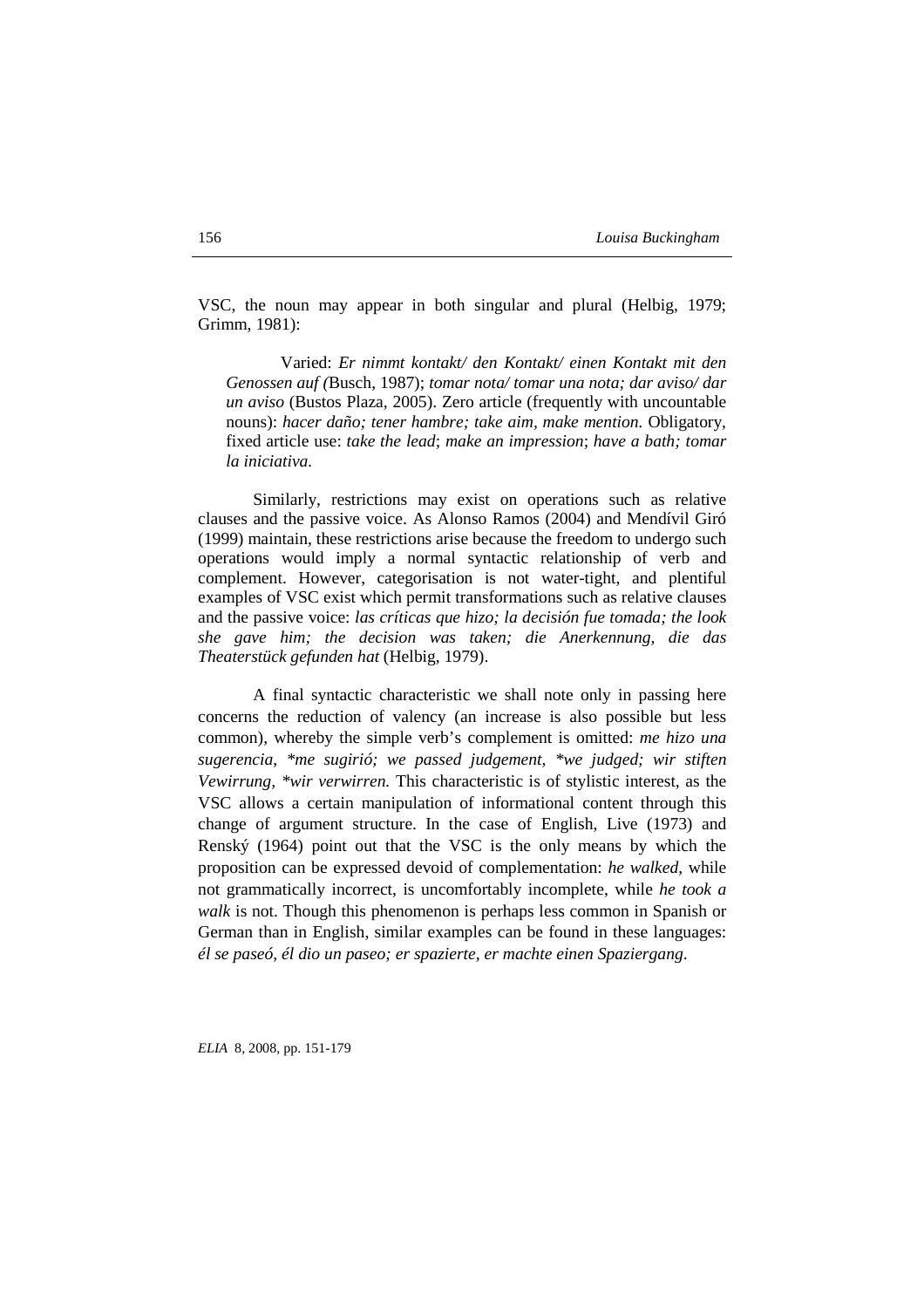VSC, the noun may appear in both singular and plural (Helbig, 1979; Grimm, 1981):

> Varied: *Er nimmt kontakt/ den Kontakt/ einen Kontakt mit den Genossen auf (*Busch, 1987); *tomar nota/ tomar una nota; dar aviso/ dar un aviso* (Bustos Plaza, 2005). Zero article (frequently with uncountable nouns): *hacer daño; tener hambre; take aim, make mention.* Obligatory, fixed article use: *take the lead*; *make an impression*; *have a bath; tomar la iniciativa.*

Similarly, restrictions may exist on operations such as relative clauses and the passive voice. As Alonso Ramos (2004) and Mendívil Giró (1999) maintain, these restrictions arise because the freedom to undergo such operations would imply a normal syntactic relationship of verb and complement. However, categorisation is not water-tight, and plentiful examples of VSC exist which permit transformations such as relative clauses and the passive voice: *las críticas que hizo; la decisión fue tomada; the look she gave him; the decision was taken; die Anerkennung, die das Theaterstück gefunden hat* (Helbig, 1979).

A final syntactic characteristic we shall note only in passing here concerns the reduction of valency (an increase is also possible but less common), whereby the simple verb's complement is omitted: *me hizo una sugerencia, *me sugirió; we passed judgement, *we judged; wir stiften Vewirrung, *wir verwirren.* This characteristic is of stylistic interest, as the VSC allows a certain manipulation of informational content through this change of argument structure. In the case of English, Live (1973) and Renský (1964) point out that the VSC is the only means by which the proposition can be expressed devoid of complementation: *he walked*, while not grammatically incorrect, is uncomfortably incomplete, while *he took a walk* is not. Though this phenomenon is perhaps less common in Spanish or German than in English, similar examples can be found in these languages: *él se paseó, él dio un paseo; er spazierte, er machte einen Spaziergang*.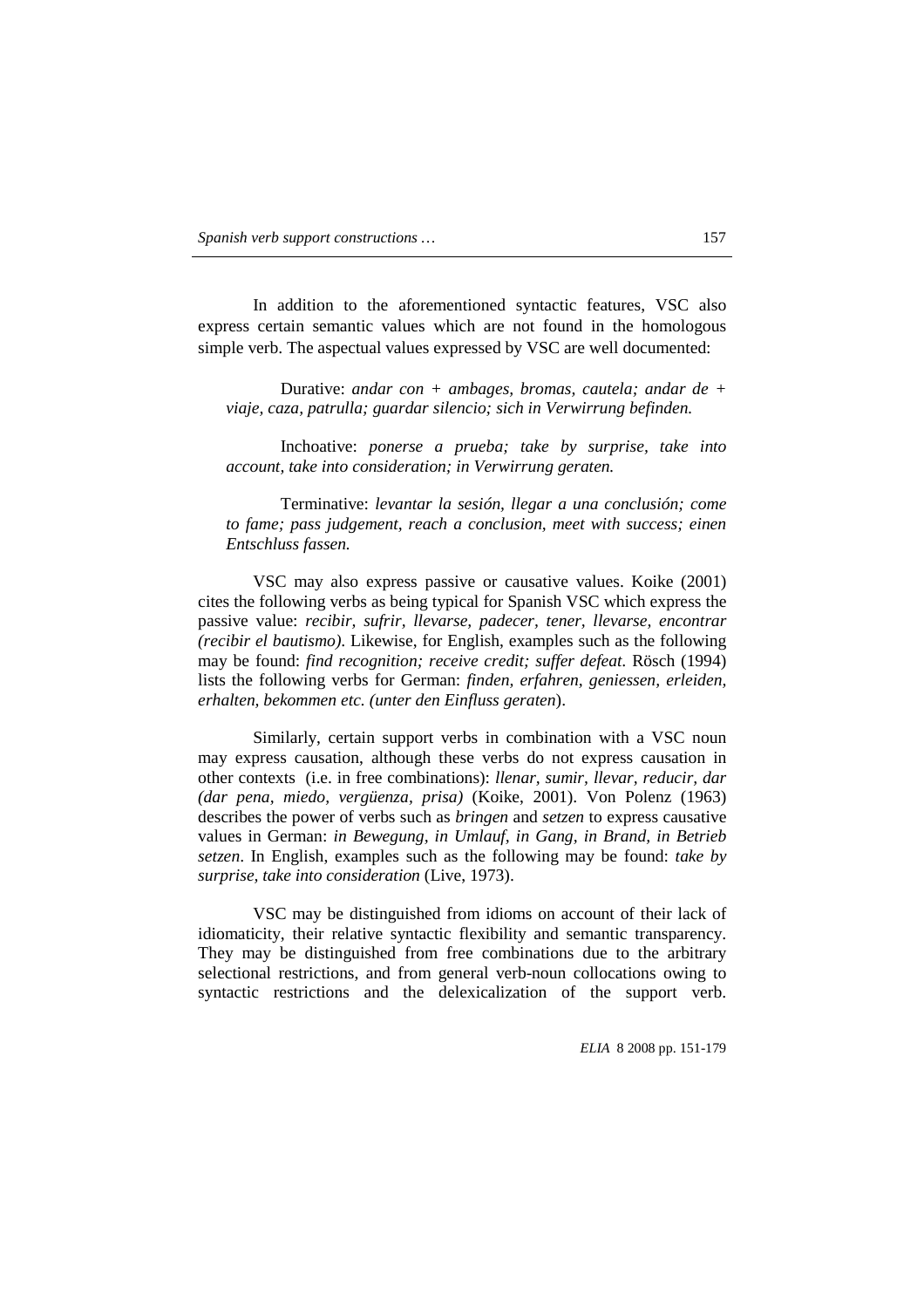In addition to the aforementioned syntactic features, VSC also express certain semantic values which are not found in the homologous simple verb. The aspectual values expressed by VSC are well documented:

> Durative: *andar con + ambages, bromas, cautela; andar de + viaje, caza, patrulla; guardar silencio; sich in Verwirrung befinden.*
>
> Inchoative: *ponerse a prueba; take by surprise, take into account, take into consideration; in Verwirrung geraten.*
>
> Terminative: *levantar la sesión, llegar a una conclusión; come to fame; pass judgement, reach a conclusion, meet with success; einen Entschluss fassen.*

VSC may also express passive or causative values. Koike (2001) cites the following verbs as being typical for Spanish VSC which express the passive value: *recibir, sufrir, llevarse, padecer, tener, llevarse, encontrar (recibir el bautismo)*. Likewise, for English, examples such as the following may be found: *find recognition; receive credit; suffer defeat*. Rösch (1994) lists the following verbs for German: *finden, erfahren, geniessen, erleiden, erhalten, bekommen etc. (unter den Einfluss geraten*).

Similarly, certain support verbs in combination with a VSC noun may express causation, although these verbs do not express causation in other contexts (i.e. in free combinations): *llenar, sumir, llevar, reducir, dar (dar pena, miedo, vergüenza, prisa)* (Koike, 2001). Von Polenz (1963) describes the power of verbs such as *bringen* and *setzen* to express causative values in German: *in Bewegung, in Umlauf, in Gang, in Brand, in Betrieb setzen*. In English, examples such as the following may be found: *take by surprise, take into consideration* (Live, 1973).

VSC may be distinguished from idioms on account of their lack of idiomaticity, their relative syntactic flexibility and semantic transparency. They may be distinguished from free combinations due to the arbitrary selectional restrictions, and from general verb-noun collocations owing to syntactic restrictions and the delexicalization of the support verb.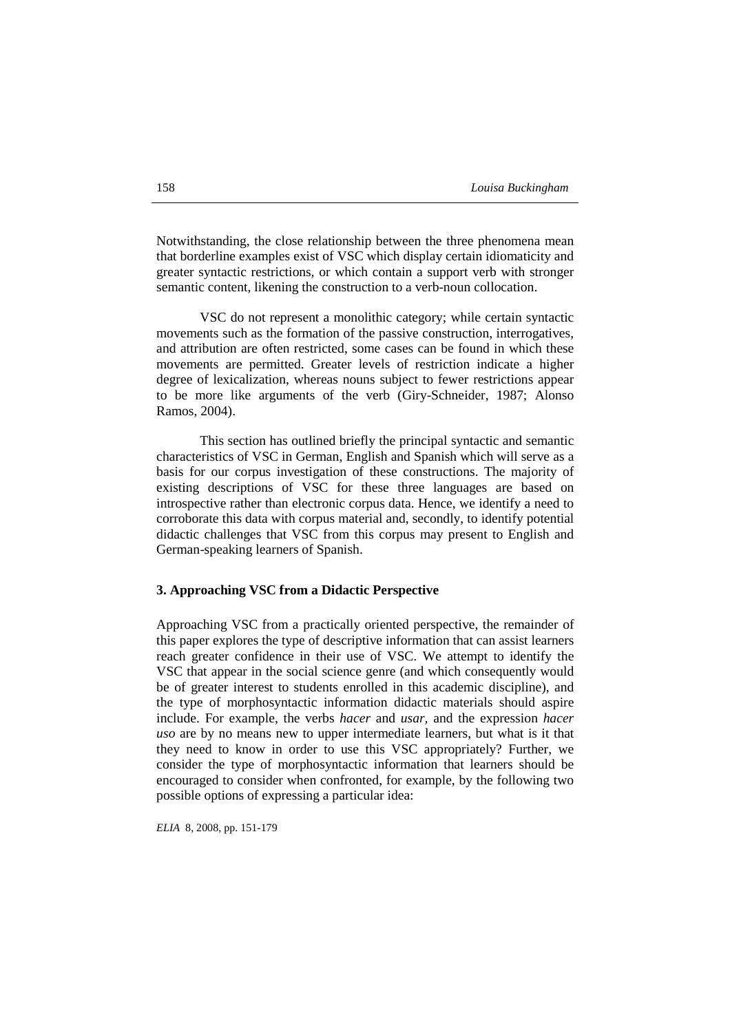Notwithstanding, the close relationship between the three phenomena mean that borderline examples exist of VSC which display certain idiomaticity and greater syntactic restrictions, or which contain a support verb with stronger semantic content, likening the construction to a verb-noun collocation.

VSC do not represent a monolithic category; while certain syntactic movements such as the formation of the passive construction, interrogatives, and attribution are often restricted, some cases can be found in which these movements are permitted. Greater levels of restriction indicate a higher degree of lexicalization, whereas nouns subject to fewer restrictions appear to be more like arguments of the verb (Giry-Schneider, 1987; Alonso Ramos, 2004).

This section has outlined briefly the principal syntactic and semantic characteristics of VSC in German, English and Spanish which will serve as a basis for our corpus investigation of these constructions. The majority of existing descriptions of VSC for these three languages are based on introspective rather than electronic corpus data. Hence, we identify a need to corroborate this data with corpus material and, secondly, to identify potential didactic challenges that VSC from this corpus may present to English and German-speaking learners of Spanish.

## 3. Approaching VSC from a Didactic Perspective

Approaching VSC from a practically oriented perspective, the remainder of this paper explores the type of descriptive information that can assist learners reach greater confidence in their use of VSC. We attempt to identify the VSC that appear in the social science genre (and which consequently would be of greater interest to students enrolled in this academic discipline), and the type of morphosyntactic information didactic materials should aspire include. For example, the verbs *hacer* and *usar,* and the expression *hacer uso* are by no means new to upper intermediate learners, but what is it that they need to know in order to use this VSC appropriately? Further, we consider the type of morphosyntactic information that learners should be encouraged to consider when confronted, for example, by the following two possible options of expressing a particular idea: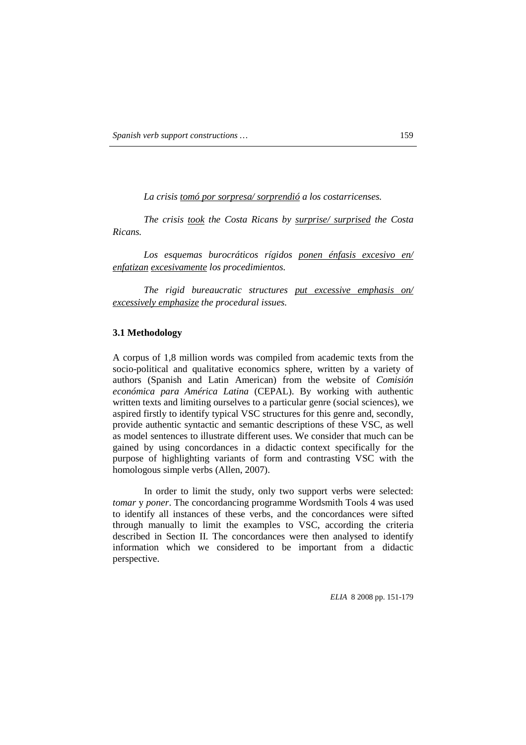*La crisis <u>tomó por sorpresa/ sorprendió</u> a los costarricenses.*

*The crisis <u>took</u> the Costa Ricans by <u>surprise/ surprised</u> the Costa Ricans.*

*Los esquemas burocráticos rígidos <u>ponen énfasis excesivo en/ enfatizan</u> <u>excesivamente</u> los procedimientos.*

*The rigid bureaucratic structures <u>put excessive emphasis on/ excessively emphasize</u> the procedural issues.*

### 3.1 Methodology

A corpus of 1,8 million words was compiled from academic texts from the socio-political and qualitative economics sphere, written by a variety of authors (Spanish and Latin American) from the website of *Comisión económica para América Latina* (CEPAL). By working with authentic written texts and limiting ourselves to a particular genre (social sciences), we aspired firstly to identify typical VSC structures for this genre and, secondly, provide authentic syntactic and semantic descriptions of these VSC, as well as model sentences to illustrate different uses. We consider that much can be gained by using concordances in a didactic context specifically for the purpose of highlighting variants of form and contrasting VSC with the homologous simple verbs (Allen, 2007).

In order to limit the study, only two support verbs were selected: *tomar* y *poner*. The concordancing programme Wordsmith Tools 4 was used to identify all instances of these verbs, and the concordances were sifted through manually to limit the examples to VSC, according the criteria described in Section II. The concordances were then analysed to identify information which we considered to be important from a didactic perspective.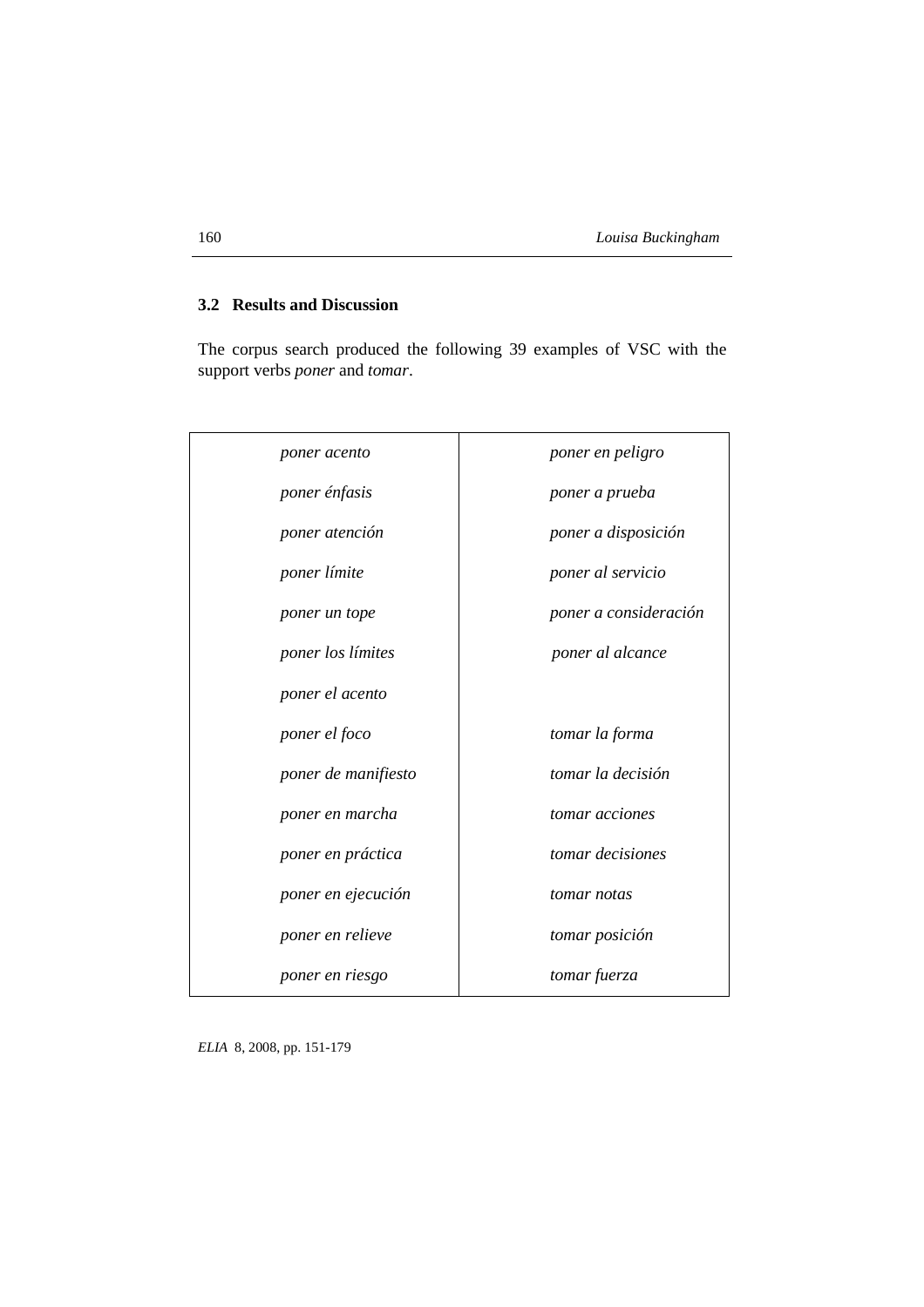### 3.2 Results and Discussion

The corpus search produced the following 39 examples of VSC with the support verbs *poner* and *tomar*.

| | |
|---|---|
| *poner acento* | *poner en peligro* |
| *poner énfasis* | *poner a prueba* |
| *poner atención* | *poner a disposición* |
| *poner límite* | *poner al servicio* |
| *poner un tope* | *poner a consideración* |
| *poner los límites* | *poner al alcance* |
| *poner el acento* | |
| *poner el foco* | *tomar la forma* |
| *poner de manifiesto* | *tomar la decisión* |
| *poner en marcha* | *tomar acciones* |
| *poner en práctica* | *tomar decisiones* |
| *poner en ejecución* | *tomar notas* |
| *poner en relieve* | *tomar posición* |
| *poner en riesgo* | *tomar fuerza* |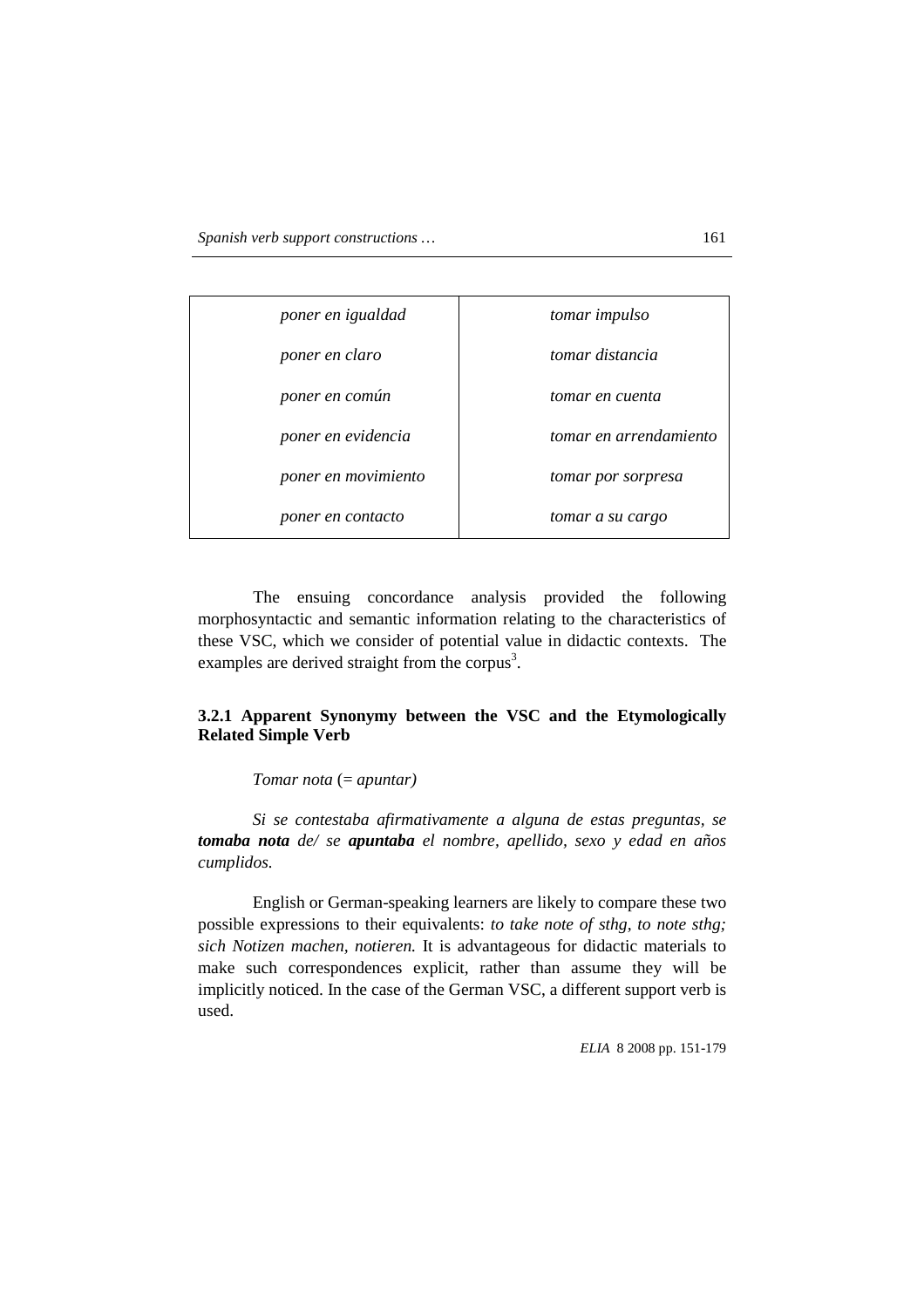| | |
|---|---|
| *poner en igualdad* | *tomar impulso* |
| *poner en claro* | *tomar distancia* |
| *poner en común* | *tomar en cuenta* |
| *poner en evidencia* | *tomar en arrendamiento* |
| *poner en movimiento* | *tomar por sorpresa* |
| *poner en contacto* | *tomar a su cargo* |

The ensuing concordance analysis provided the following morphosyntactic and semantic information relating to the characteristics of these VSC, which we consider of potential value in didactic contexts. The examples are derived straight from the corpus[3].

### 3.2.1 Apparent Synonymy between the VSC and the Etymologically Related Simple Verb

*Tomar nota* (= *apuntar)*

*Si se contestaba afirmativamente a alguna de estas preguntas, se **tomaba nota** de/ se **apuntaba** el nombre, apellido, sexo y edad en años cumplidos.*

English or German-speaking learners are likely to compare these two possible expressions to their equivalents: *to take note of sthg, to note sthg; sich Notizen machen, notieren.* It is advantageous for didactic materials to make such correspondences explicit, rather than assume they will be implicitly noticed. In the case of the German VSC, a different support verb is used.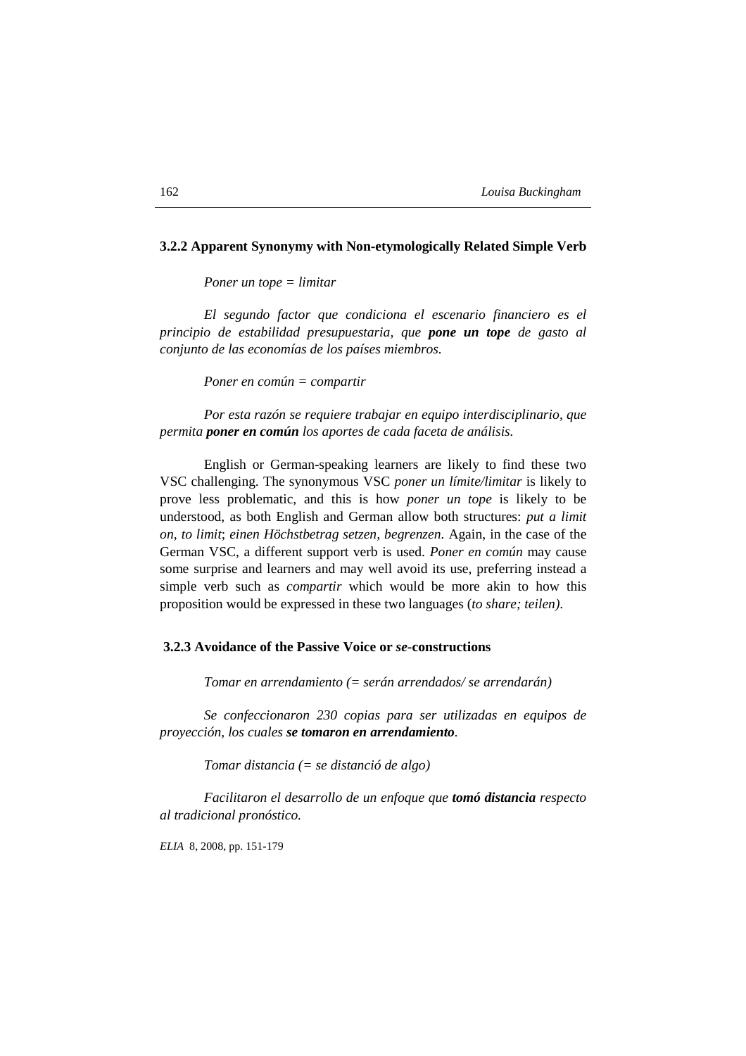### 3.2.2 Apparent Synonymy with Non-etymologically Related Simple Verb

*Poner un tope = limitar*

*El segundo factor que condiciona el escenario financiero es el principio de estabilidad presupuestaria, que **pone un tope** de gasto al conjunto de las economías de los países miembros.*

*Poner en común = compartir*

*Por esta razón se requiere trabajar en equipo interdisciplinario, que permita **poner en común** los aportes de cada faceta de análisis.*

English or German-speaking learners are likely to find these two VSC challenging. The synonymous VSC *poner un límite/limitar* is likely to prove less problematic, and this is how *poner un tope* is likely to be understood, as both English and German allow both structures: *put a limit on, to limit*; *einen Höchstbetrag setzen, begrenzen*. Again, in the case of the German VSC, a different support verb is used. *Poner en común* may cause some surprise and learners and may well avoid its use, preferring instead a simple verb such as *compartir* which would be more akin to how this proposition would be expressed in these two languages (*to share; teilen).*

### 3.2.3 Avoidance of the Passive Voice or *se*-constructions

*Tomar en arrendamiento (= serán arrendados/ se arrendarán)*

*Se confeccionaron 230 copias para ser utilizadas en equipos de proyección, los cuales **se tomaron en arrendamiento**.*

*Tomar distancia (= se distanció de algo)*

*Facilitaron el desarrollo de un enfoque que **tomó distancia** respecto al tradicional pronóstico.*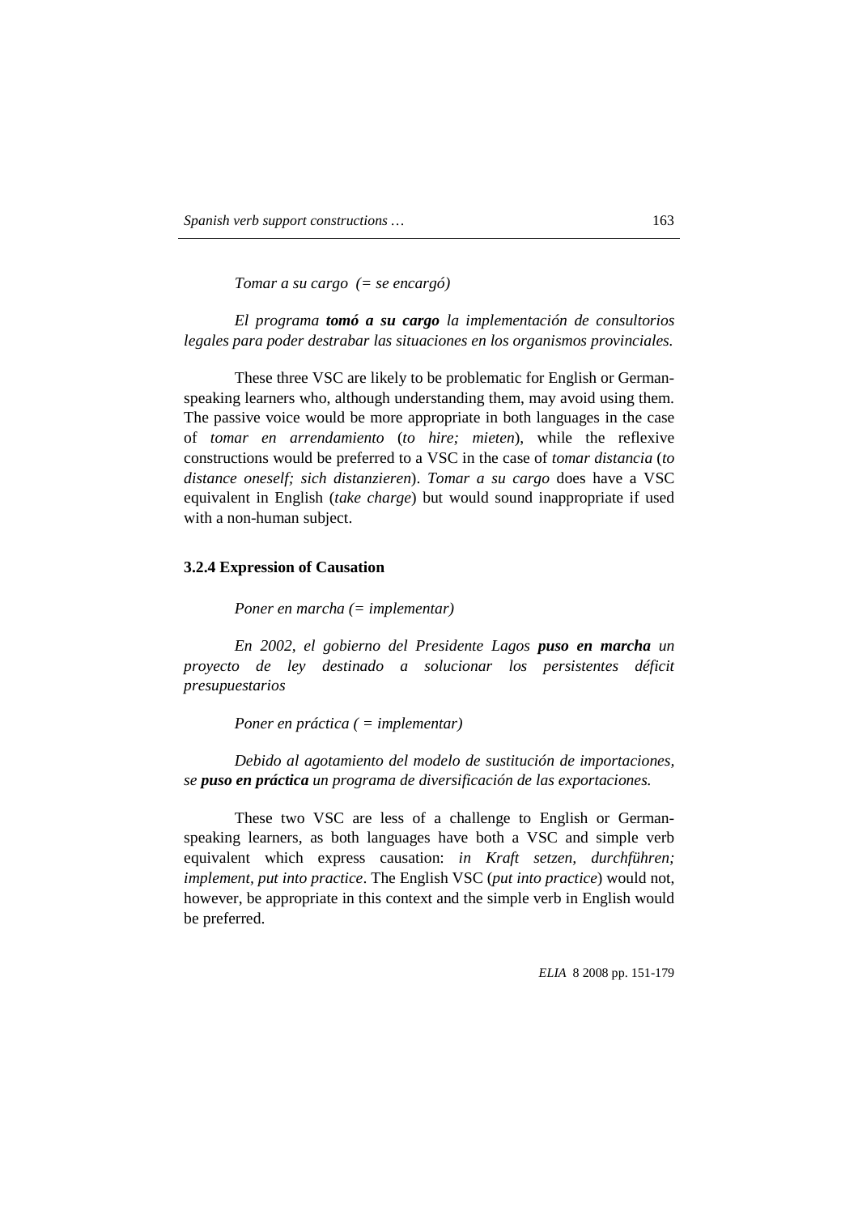*Tomar a su cargo (= se encargó)*

*El programa **tomó a su cargo** la implementación de consultorios legales para poder destrabar las situaciones en los organismos provinciales.*

These three VSC are likely to be problematic for English or German-speaking learners who, although understanding them, may avoid using them. The passive voice would be more appropriate in both languages in the case of *tomar en arrendamiento* (*to hire; mieten*), while the reflexive constructions would be preferred to a VSC in the case of *tomar distancia* (*to distance oneself; sich distanzieren*). *Tomar a su cargo* does have a VSC equivalent in English (*take charge*) but would sound inappropriate if used with a non-human subject.

### 3.2.4 Expression of Causation

*Poner en marcha (= implementar)*

*En 2002, el gobierno del Presidente Lagos **puso en marcha** un proyecto de ley destinado a solucionar los persistentes déficit presupuestarios*

*Poner en práctica ( = implementar)*

*Debido al agotamiento del modelo de sustitución de importaciones, se **puso en práctica** un programa de diversificación de las exportaciones.*

These two VSC are less of a challenge to English or German-speaking learners, as both languages have both a VSC and simple verb equivalent which express causation: *in Kraft setzen, durchführen; implement, put into practice*. The English VSC (*put into practice*) would not, however, be appropriate in this context and the simple verb in English would be preferred.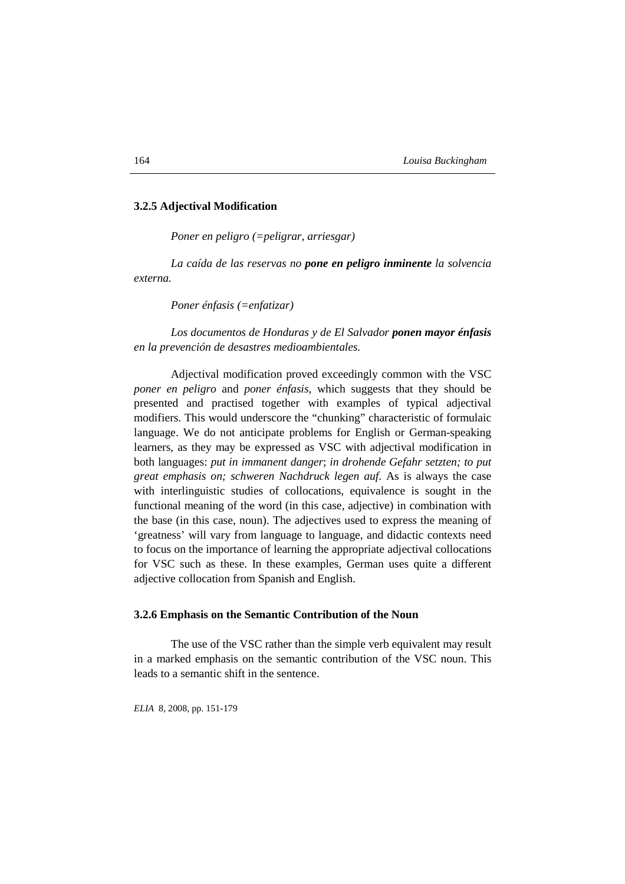### 3.2.5 Adjectival Modification

*Poner en peligro (=peligrar, arriesgar)*

*La caída de las reservas no **pone en peligro inminente** la solvencia externa.*

*Poner énfasis (=enfatizar)*

*Los documentos de Honduras y de El Salvador **ponen mayor énfasis** en la prevención de desastres medioambientales.*

Adjectival modification proved exceedingly common with the VSC *poner en peligro* and *poner énfasis*, which suggests that they should be presented and practised together with examples of typical adjectival modifiers. This would underscore the "chunking" characteristic of formulaic language. We do not anticipate problems for English or German-speaking learners, as they may be expressed as VSC with adjectival modification in both languages: *put in immanent danger*; *in drohende Gefahr setzten; to put great emphasis on; schweren Nachdruck legen auf*. As is always the case with interlinguistic studies of collocations, equivalence is sought in the functional meaning of the word (in this case, adjective) in combination with the base (in this case, noun). The adjectives used to express the meaning of 'greatness' will vary from language to language, and didactic contexts need to focus on the importance of learning the appropriate adjectival collocations for VSC such as these. In these examples, German uses quite a different adjective collocation from Spanish and English.

### 3.2.6 Emphasis on the Semantic Contribution of the Noun

The use of the VSC rather than the simple verb equivalent may result in a marked emphasis on the semantic contribution of the VSC noun. This leads to a semantic shift in the sentence.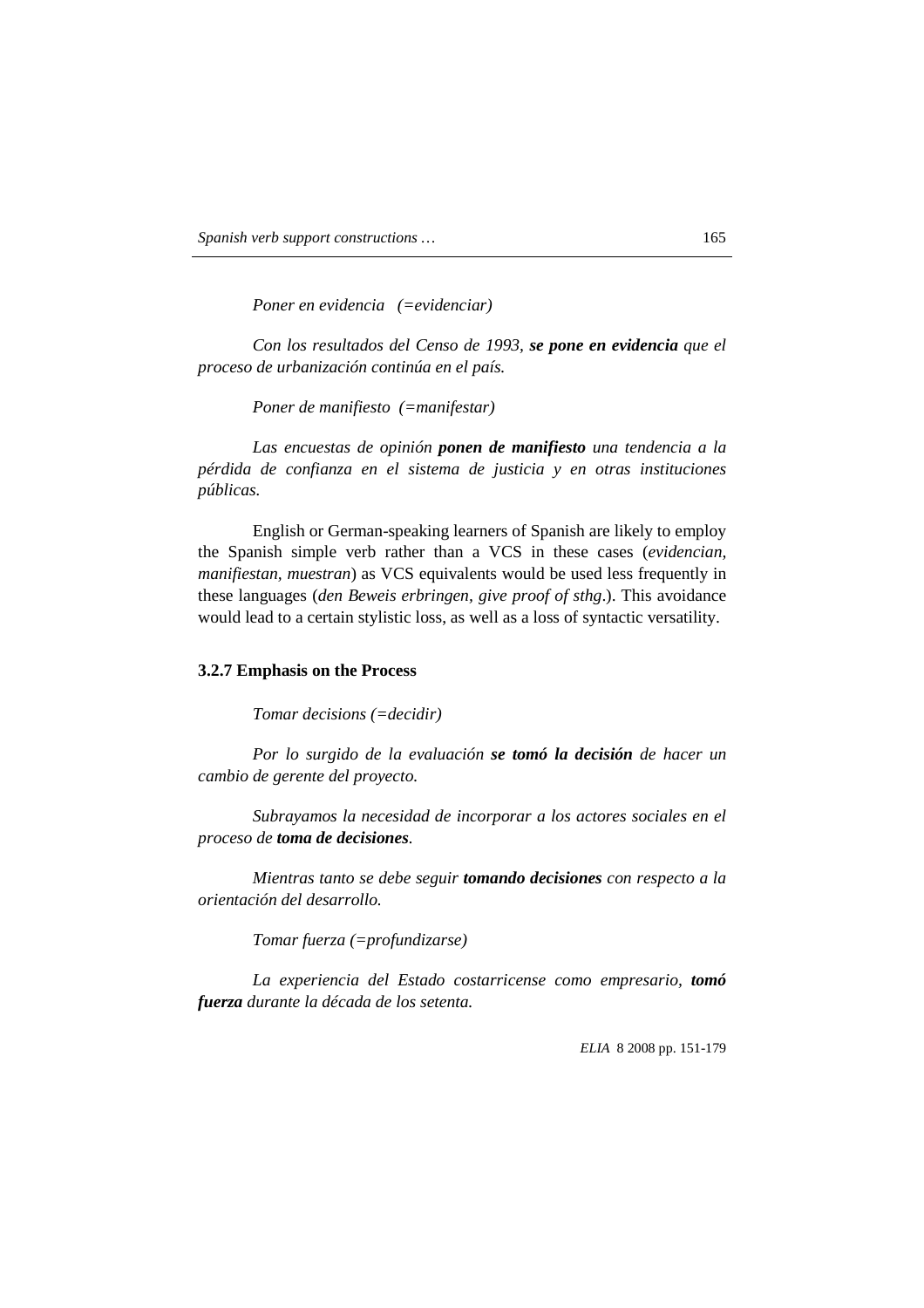*Poner en evidencia (=evidenciar)*

*Con los resultados del Censo de 1993, **se pone en evidencia** que el proceso de urbanización continúa en el país.*

*Poner de manifiesto (=manifestar)*

*Las encuestas de opinión **ponen de manifiesto** una tendencia a la pérdida de confianza en el sistema de justicia y en otras instituciones públicas.*

English or German-speaking learners of Spanish are likely to employ the Spanish simple verb rather than a VCS in these cases (*evidencian, manifiestan, muestran*) as VCS equivalents would be used less frequently in these languages (*den Beweis erbringen, give proof of sthg*.). This avoidance would lead to a certain stylistic loss, as well as a loss of syntactic versatility.

### 3.2.7 Emphasis on the Process

*Tomar decisions (=decidir)*

*Por lo surgido de la evaluación **se tomó la decisión** de hacer un cambio de gerente del proyecto.*

*Subrayamos la necesidad de incorporar a los actores sociales en el proceso de **toma de decisiones**.*

*Mientras tanto se debe seguir **tomando decisiones** con respecto a la orientación del desarrollo.*

*Tomar fuerza (=profundizarse)*

*La experiencia del Estado costarricense como empresario, **tomó fuerza** durante la década de los setenta.*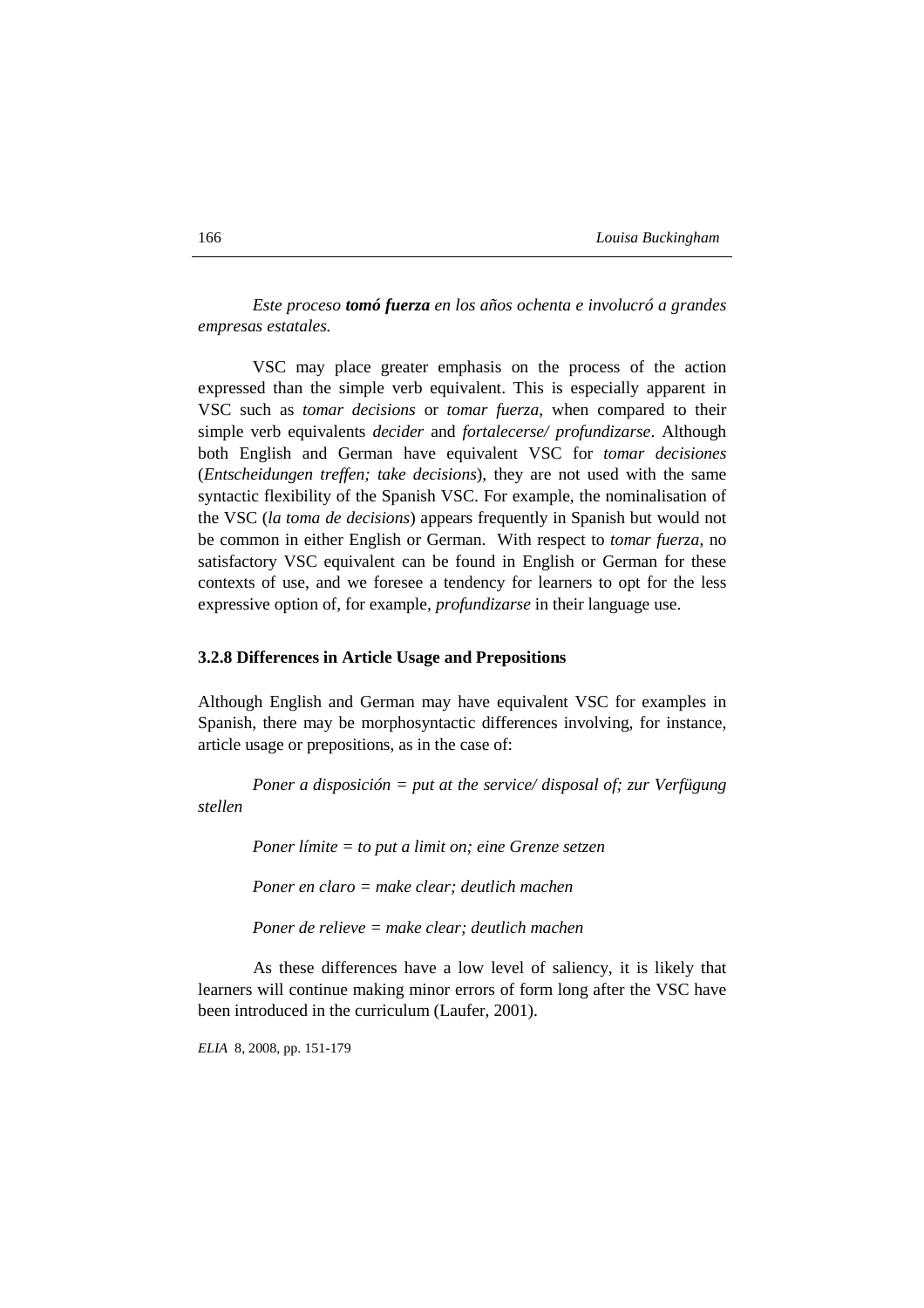*Este proceso **tomó fuerza** en los años ochenta e involucró a grandes empresas estatales.*

VSC may place greater emphasis on the process of the action expressed than the simple verb equivalent. This is especially apparent in VSC such as *tomar decisions* or *tomar fuerza*, when compared to their simple verb equivalents *decider* and *fortalecerse/ profundizarse*. Although both English and German have equivalent VSC for *tomar decisiones* (*Entscheidungen treffen; take decisions*), they are not used with the same syntactic flexibility of the Spanish VSC. For example, the nominalisation of the VSC (*la toma de decisions*) appears frequently in Spanish but would not be common in either English or German. With respect to *tomar fuerza*, no satisfactory VSC equivalent can be found in English or German for these contexts of use, and we foresee a tendency for learners to opt for the less expressive option of, for example, *profundizarse* in their language use.

### 3.2.8 Differences in Article Usage and Prepositions

Although English and German may have equivalent VSC for examples in Spanish, there may be morphosyntactic differences involving, for instance, article usage or prepositions, as in the case of:

*Poner a disposición = put at the service/ disposal of; zur Verfügung stellen*

*Poner límite = to put a limit on; eine Grenze setzen*

*Poner en claro = make clear; deutlich machen*

*Poner de relieve = make clear; deutlich machen*

As these differences have a low level of saliency, it is likely that learners will continue making minor errors of form long after the VSC have been introduced in the curriculum (Laufer, 2001).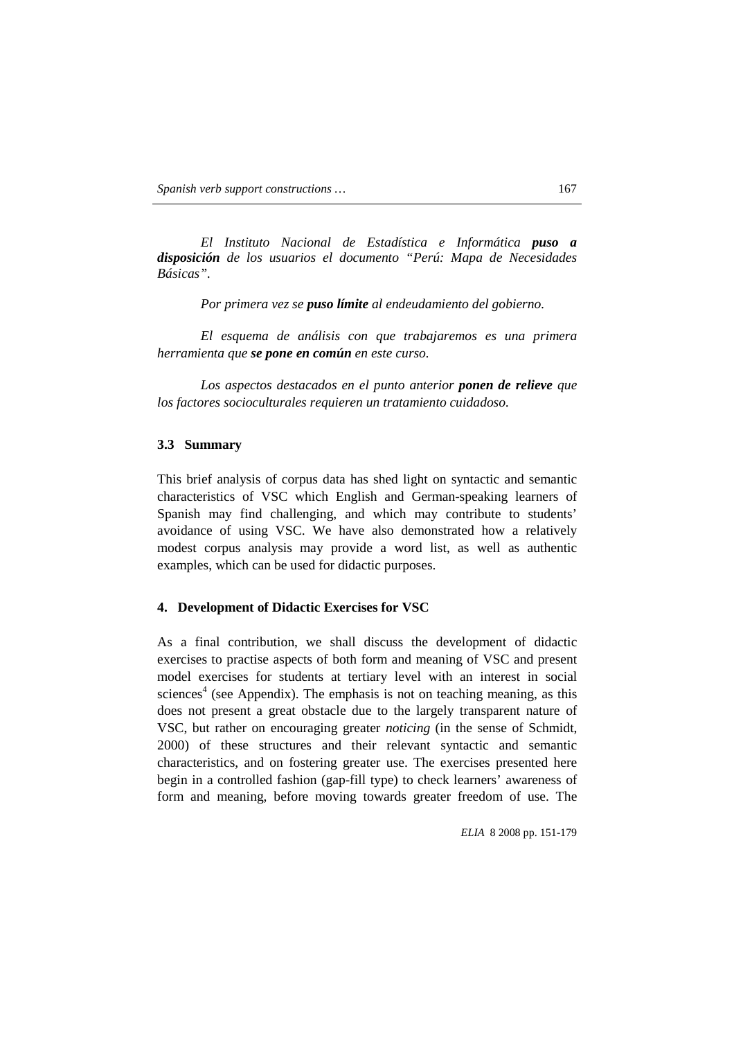*El Instituto Nacional de Estadística e Informática **puso a disposición** de los usuarios el documento "Perú: Mapa de Necesidades Básicas".*

*Por primera vez se **puso límite** al endeudamiento del gobierno.*

*El esquema de análisis con que trabajaremos es una primera herramienta que **se pone en común** en este curso.*

*Los aspectos destacados en el punto anterior **ponen de relieve** que los factores socioculturales requieren un tratamiento cuidadoso.*

### 3.3 Summary

This brief analysis of corpus data has shed light on syntactic and semantic characteristics of VSC which English and German-speaking learners of Spanish may find challenging, and which may contribute to students' avoidance of using VSC. We have also demonstrated how a relatively modest corpus analysis may provide a word list, as well as authentic examples, which can be used for didactic purposes.

## 4. Development of Didactic Exercises for VSC

As a final contribution, we shall discuss the development of didactic exercises to practise aspects of both form and meaning of VSC and present model exercises for students at tertiary level with an interest in social sciences[4] (see Appendix). The emphasis is not on teaching meaning, as this does not present a great obstacle due to the largely transparent nature of VSC, but rather on encouraging greater *noticing* (in the sense of Schmidt, 2000) of these structures and their relevant syntactic and semantic characteristics, and on fostering greater use. The exercises presented here begin in a controlled fashion (gap-fill type) to check learners' awareness of form and meaning, before moving towards greater freedom of use. The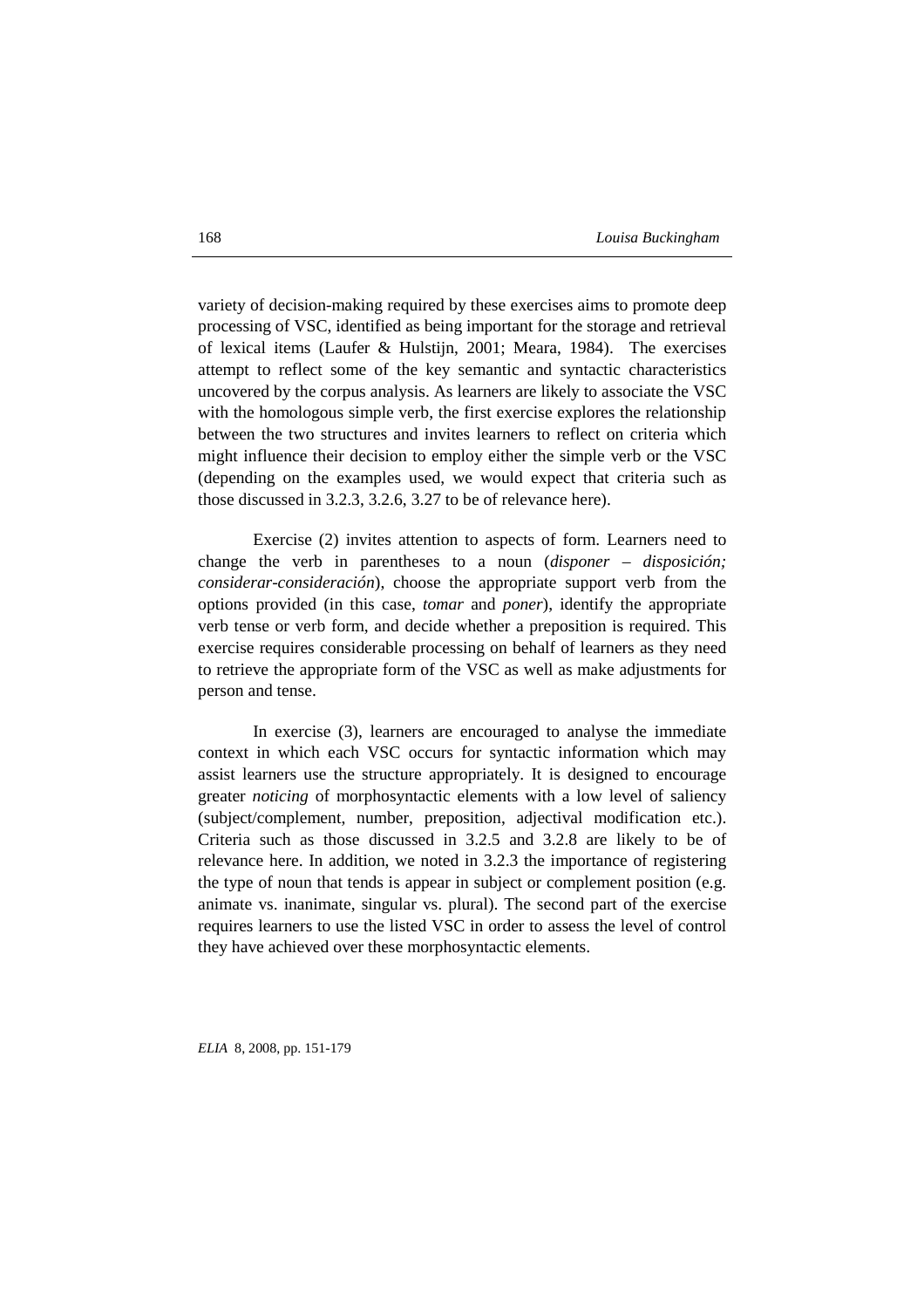variety of decision-making required by these exercises aims to promote deep processing of VSC, identified as being important for the storage and retrieval of lexical items (Laufer & Hulstijn, 2001; Meara, 1984). The exercises attempt to reflect some of the key semantic and syntactic characteristics uncovered by the corpus analysis. As learners are likely to associate the VSC with the homologous simple verb, the first exercise explores the relationship between the two structures and invites learners to reflect on criteria which might influence their decision to employ either the simple verb or the VSC (depending on the examples used, we would expect that criteria such as those discussed in 3.2.3, 3.2.6, 3.27 to be of relevance here).

Exercise (2) invites attention to aspects of form. Learners need to change the verb in parentheses to a noun (*disponer – disposición; considerar-consideración*), choose the appropriate support verb from the options provided (in this case, *tomar* and *poner*), identify the appropriate verb tense or verb form, and decide whether a preposition is required. This exercise requires considerable processing on behalf of learners as they need to retrieve the appropriate form of the VSC as well as make adjustments for person and tense.

In exercise (3), learners are encouraged to analyse the immediate context in which each VSC occurs for syntactic information which may assist learners use the structure appropriately. It is designed to encourage greater *noticing* of morphosyntactic elements with a low level of saliency (subject/complement, number, preposition, adjectival modification etc.). Criteria such as those discussed in 3.2.5 and 3.2.8 are likely to be of relevance here. In addition, we noted in 3.2.3 the importance of registering the type of noun that tends is appear in subject or complement position (e.g. animate vs. inanimate, singular vs. plural). The second part of the exercise requires learners to use the listed VSC in order to assess the level of control they have achieved over these morphosyntactic elements.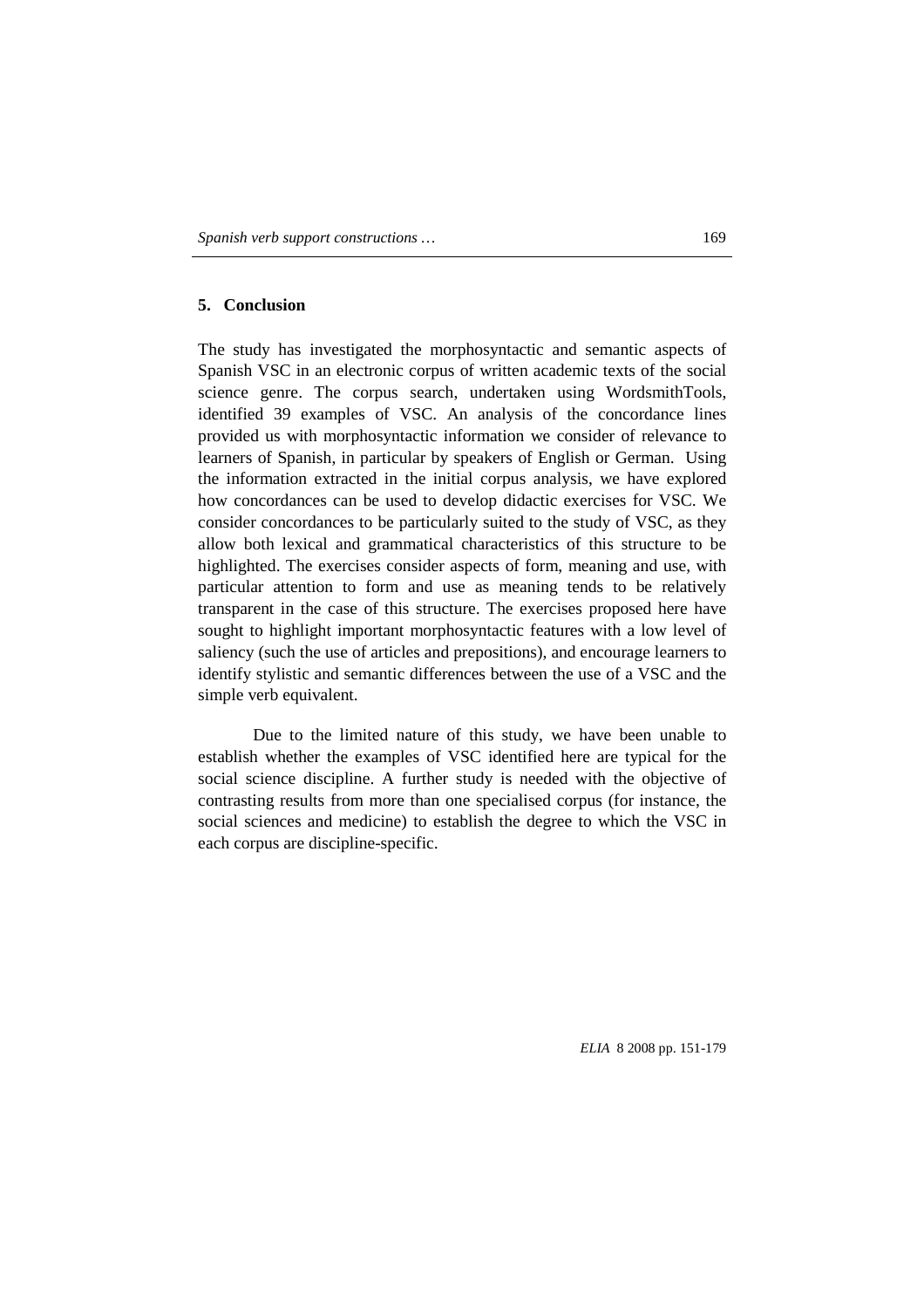## 5. Conclusion

The study has investigated the morphosyntactic and semantic aspects of Spanish VSC in an electronic corpus of written academic texts of the social science genre. The corpus search, undertaken using WordsmithTools, identified 39 examples of VSC. An analysis of the concordance lines provided us with morphosyntactic information we consider of relevance to learners of Spanish, in particular by speakers of English or German. Using the information extracted in the initial corpus analysis, we have explored how concordances can be used to develop didactic exercises for VSC. We consider concordances to be particularly suited to the study of VSC, as they allow both lexical and grammatical characteristics of this structure to be highlighted. The exercises consider aspects of form, meaning and use, with particular attention to form and use as meaning tends to be relatively transparent in the case of this structure. The exercises proposed here have sought to highlight important morphosyntactic features with a low level of saliency (such the use of articles and prepositions), and encourage learners to identify stylistic and semantic differences between the use of a VSC and the simple verb equivalent.

Due to the limited nature of this study, we have been unable to establish whether the examples of VSC identified here are typical for the social science discipline. A further study is needed with the objective of contrasting results from more than one specialised corpus (for instance, the social sciences and medicine) to establish the degree to which the VSC in each corpus are discipline-specific.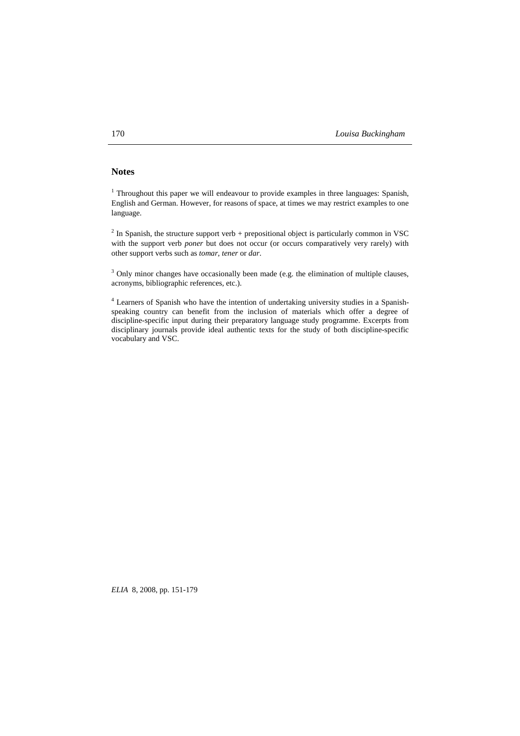## Notes

[1] Throughout this paper we will endeavour to provide examples in three languages: Spanish, English and German. However, for reasons of space, at times we may restrict examples to one language.

[2] In Spanish, the structure support verb + prepositional object is particularly common in VSC with the support verb *poner* but does not occur (or occurs comparatively very rarely) with other support verbs such as *tomar*, *tener* or *dar*.

[3] Only minor changes have occasionally been made (e.g. the elimination of multiple clauses, acronyms, bibliographic references, etc.).

[4] Learners of Spanish who have the intention of undertaking university studies in a Spanish-speaking country can benefit from the inclusion of materials which offer a degree of discipline-specific input during their preparatory language study programme. Excerpts from disciplinary journals provide ideal authentic texts for the study of both discipline-specific vocabulary and VSC.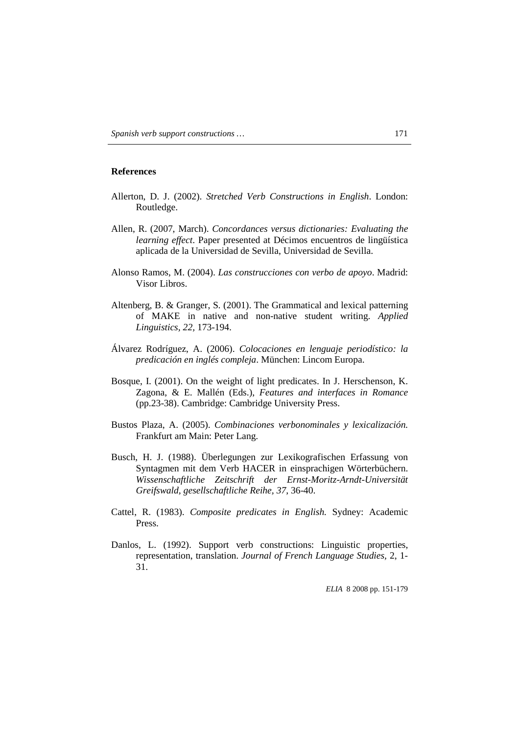## References

Allerton, D. J. (2002). *Stretched Verb Constructions in English*. London: Routledge.

Allen, R. (2007, March). *Concordances versus dictionaries: Evaluating the learning effect*. Paper presented at Décimos encuentros de lingüística aplicada de la Universidad de Sevilla, Universidad de Sevilla.

Alonso Ramos, M. (2004). *Las construcciones con verbo de apoyo*. Madrid: Visor Libros.

Altenberg, B. & Granger, S. (2001). The Grammatical and lexical patterning of MAKE in native and non-native student writing. *Applied Linguistics, 22*, 173-194.

Álvarez Rodríguez, A. (2006). *Colocaciones en lenguaje periodístico: la predicación en inglés compleja*. München: Lincom Europa.

Bosque, I. (2001). On the weight of light predicates. In J. Herschenson, K. Zagona, & E. Mallén (Eds.), *Features and interfaces in Romance* (pp.23-38). Cambridge: Cambridge University Press.

Bustos Plaza, A. (2005). *Combinaciones verbonominales y lexicalización.* Frankfurt am Main: Peter Lang.

Busch, H. J. (1988). Überlegungen zur Lexikografischen Erfassung von Syntagmen mit dem Verb HACER in einsprachigen Wörterbüchern. *Wissenschaftliche Zeitschrift der Ernst-Moritz-Arndt-Universität Greifswald, gesellschaftliche Reihe, 37*, 36-40.

Cattel, R. (1983). *Composite predicates in English.* Sydney: Academic Press.

Danlos, L. (1992). Support verb constructions: Linguistic properties, representation, translation. *Journal of French Language Studies*, 2, 1-31.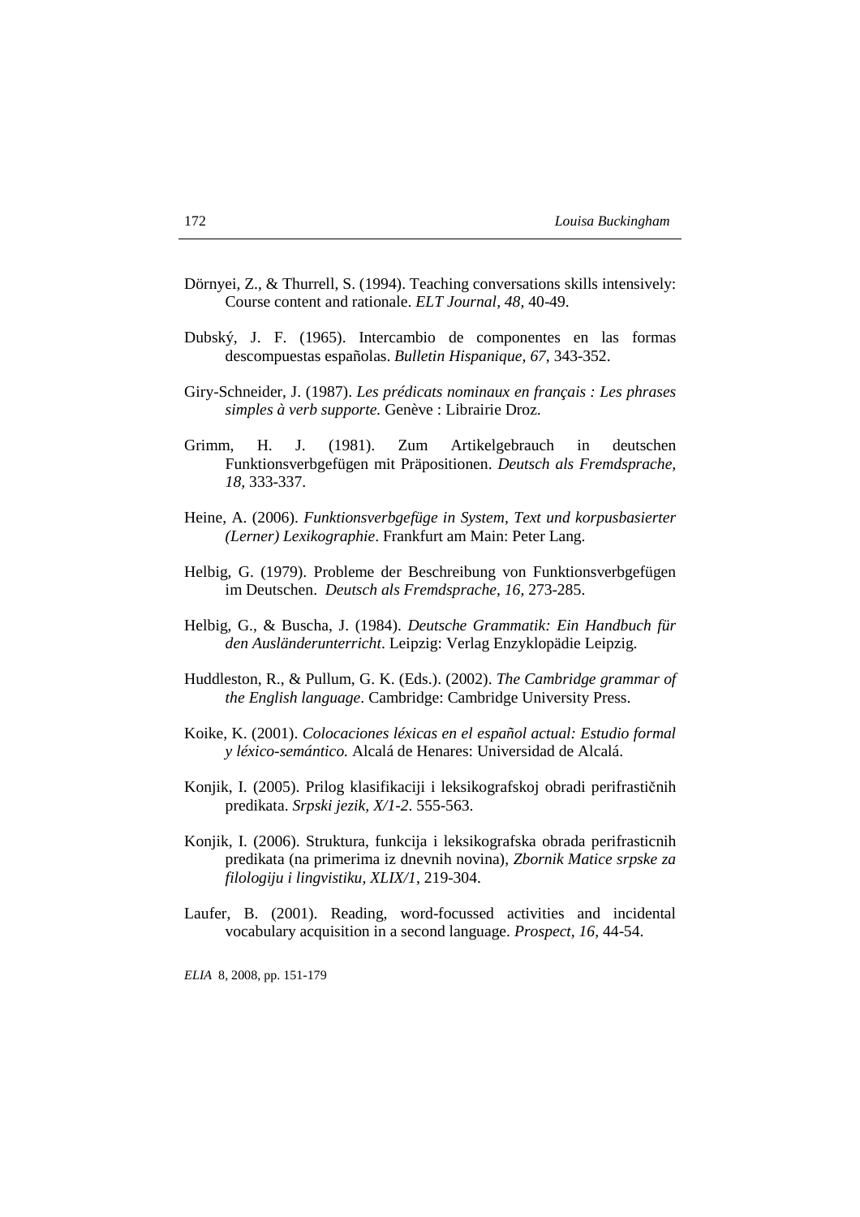Dörnyei, Z., & Thurrell, S. (1994). Teaching conversations skills intensively: Course content and rationale. *ELT Journal*, *48*, 40-49.

Dubský, J. F. (1965). Intercambio de componentes en las formas descompuestas españolas. *Bulletin Hispanique, 67,* 343-352.

Giry-Schneider, J. (1987). *Les prédicats nominaux en français : Les phrases simples à verb supporte.* Genève : Librairie Droz.

Grimm, H. J. (1981). Zum Artikelgebrauch in deutschen Funktionsverbgefügen mit Präpositionen. *Deutsch als Fremdsprache, 18,* 333-337.

Heine, A. (2006). *Funktionsverbgefüge in System, Text und korpusbasierter (Lerner) Lexikographie*. Frankfurt am Main: Peter Lang.

Helbig, G. (1979). Probleme der Beschreibung von Funktionsverbgefügen im Deutschen. *Deutsch als Fremdsprache, 16,* 273-285.

Helbig, G., & Buscha, J. (1984). *Deutsche Grammatik: Ein Handbuch für den Ausländerunterricht*. Leipzig: Verlag Enzyklopädie Leipzig.

Huddleston, R., & Pullum, G. K. (Eds.). (2002). *The Cambridge grammar of the English language*. Cambridge: Cambridge University Press.

Koike, K. (2001). *Colocaciones léxicas en el español actual: Estudio formal y léxico-semántico.* Alcalá de Henares: Universidad de Alcalá.

Konjik, I. (2005). Prilog klasifikaciji i leksikografskoj obradi perifrastičnih predikata. *Srpski jezik, X/1-2*. 555-563.

Konjik, I. (2006). Struktura, funkcija i leksikografska obrada perifrasticnih predikata (na primerima iz dnevnih novina), *Zbornik Matice srpske za filologiju i lingvistiku, XLIX/1*, 219-304.

Laufer, B. (2001). Reading, word-focussed activities and incidental vocabulary acquisition in a second language. *Prospect, 16,* 44-54.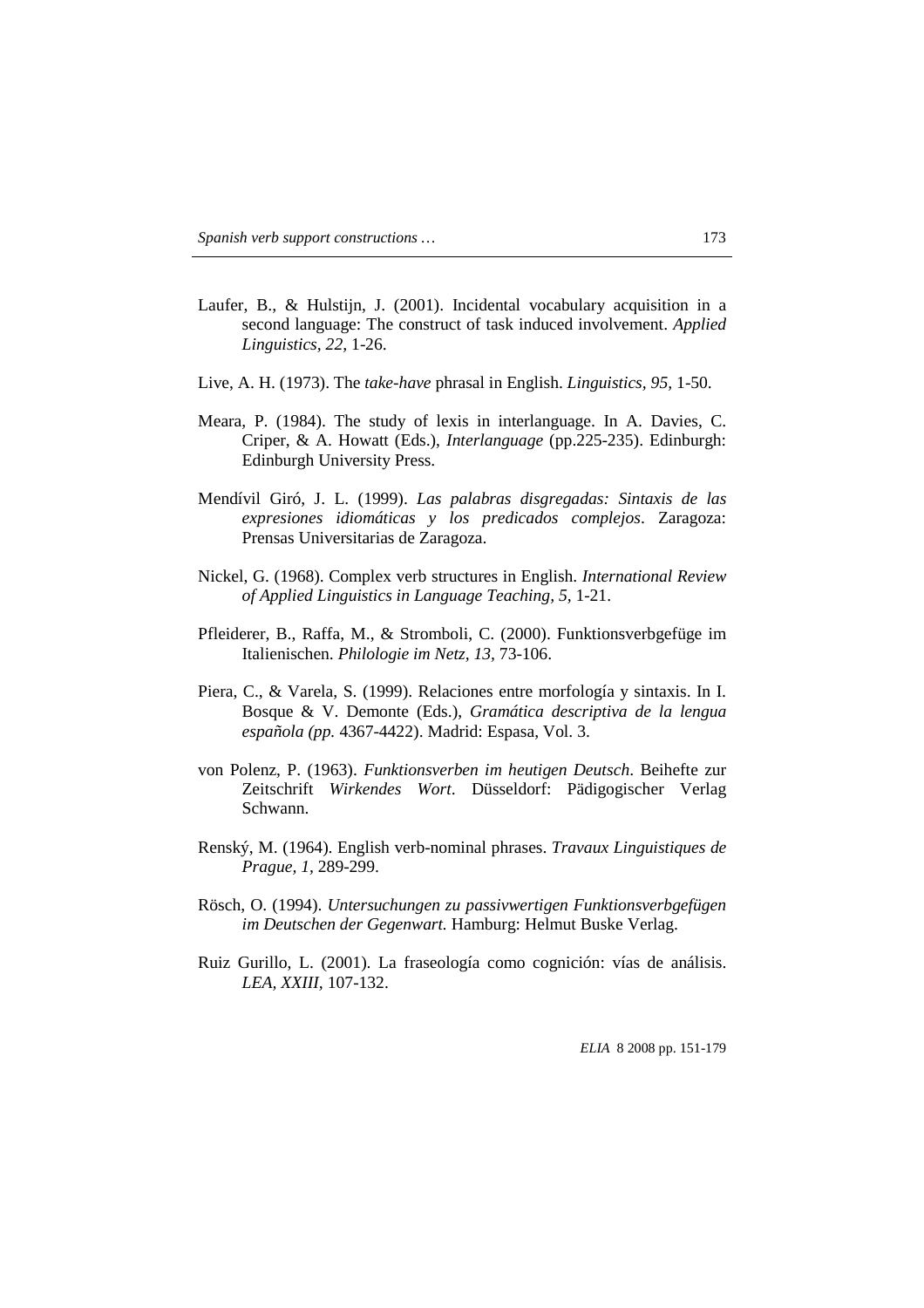Laufer, B., & Hulstijn, J. (2001). Incidental vocabulary acquisition in a second language: The construct of task induced involvement. *Applied Linguistics, 22,* 1-26.

Live, A. H. (1973). The *take-have* phrasal in English. *Linguistics, 95,* 1-50.

Meara, P. (1984). The study of lexis in interlanguage. In A. Davies, C. Criper, & A. Howatt (Eds.), *Interlanguage* (pp.225-235). Edinburgh: Edinburgh University Press.

Mendívil Giró, J. L. (1999). *Las palabras disgregadas: Sintaxis de las expresiones idiomáticas y los predicados complejos*. Zaragoza: Prensas Universitarias de Zaragoza.

Nickel, G. (1968). Complex verb structures in English. *International Review of Applied Linguistics in Language Teaching, 5,* 1-21.

Pfleiderer, B., Raffa, M., & Stromboli, C. (2000). Funktionsverbgefüge im Italienischen. *Philologie im Netz, 13,* 73-106.

Piera, C., & Varela, S. (1999). Relaciones entre morfología y sintaxis. In I. Bosque & V. Demonte (Eds.), *Gramática descriptiva de la lengua española (pp.* 4367-4422). Madrid: Espasa, Vol. 3.

von Polenz, P. (1963). *Funktionsverben im heutigen Deutsch*. Beihefte zur Zeitschrift *Wirkendes Wort*. Düsseldorf: Pädigogischer Verlag Schwann.

Renský, M. (1964). English verb-nominal phrases. *Travaux Linguistiques de Prague, 1,* 289-299.

Rösch, O. (1994). *Untersuchungen zu passivwertigen Funktionsverbgefügen im Deutschen der Gegenwart.* Hamburg: Helmut Buske Verlag.

Ruiz Gurillo, L. (2001). La fraseología como cognición: vías de análisis. *LEA, XXIII,* 107-132.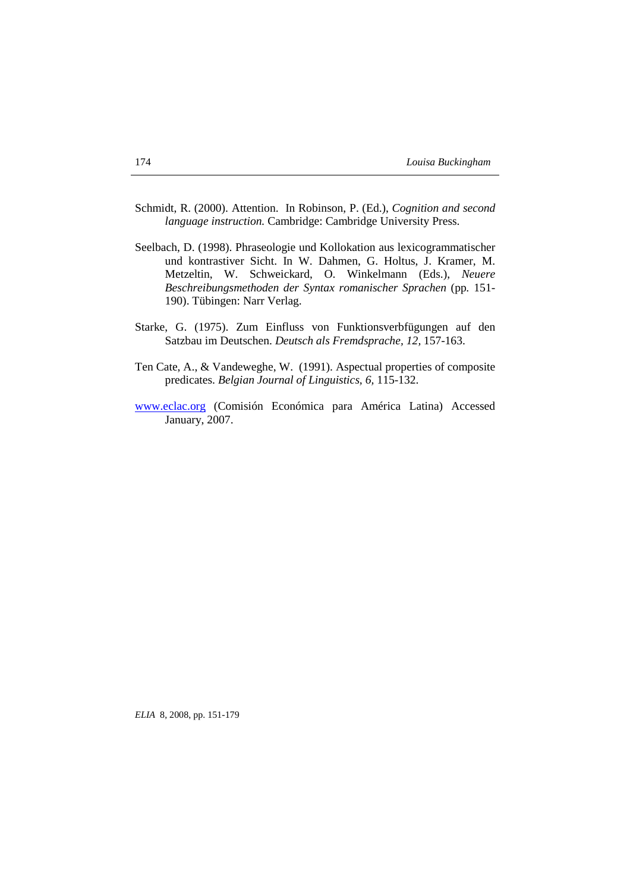Schmidt, R. (2000). Attention. In Robinson, P. (Ed.), *Cognition and second language instruction.* Cambridge: Cambridge University Press.

Seelbach, D. (1998). Phraseologie und Kollokation aus lexicogrammatischer und kontrastiver Sicht. In W. Dahmen, G. Holtus, J. Kramer, M. Metzeltin, W. Schweickard, O. Winkelmann (Eds.), *Neuere Beschreibungsmethoden der Syntax romanischer Sprachen* (pp. 151-190). Tübingen: Narr Verlag.

Starke, G. (1975). Zum Einfluss von Funktionsverbfügungen auf den Satzbau im Deutschen. *Deutsch als Fremdsprache, 12,* 157-163.

Ten Cate, A., & Vandeweghe, W. (1991). Aspectual properties of composite predicates. *Belgian Journal of Linguistics, 6,* 115-132.

www.eclac.org (Comisión Económica para América Latina) Accessed January, 2007.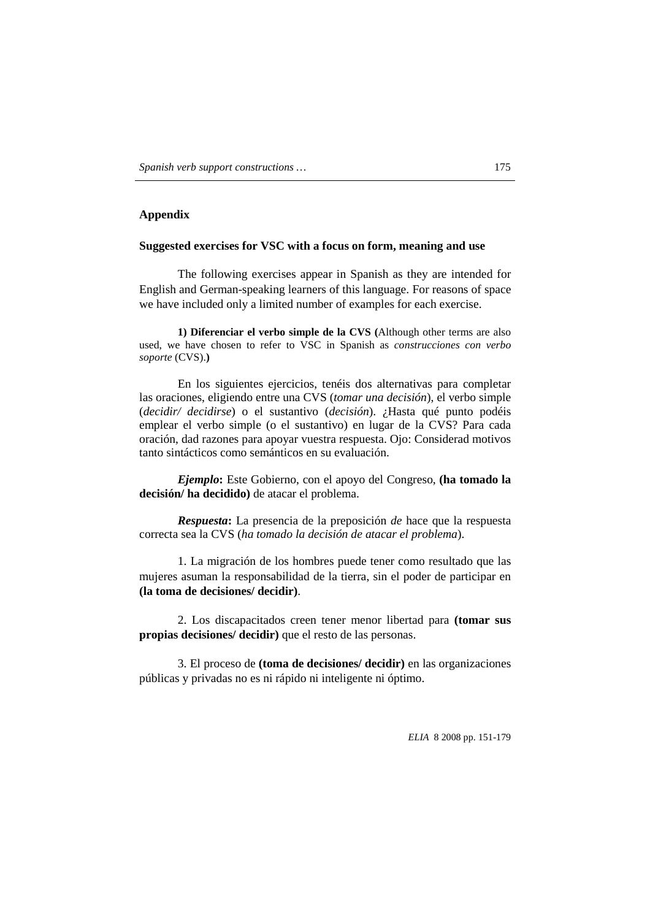## Appendix

### Suggested exercises for VSC with a focus on form, meaning and use

The following exercises appear in Spanish as they are intended for English and German-speaking learners of this language. For reasons of space we have included only a limited number of examples for each exercise.

**1) Diferenciar el verbo simple de la CVS (**Although other terms are also used, we have chosen to refer to VSC in Spanish as *construcciones con verbo soporte* (CVS).**)**

En los siguientes ejercicios, tenéis dos alternativas para completar las oraciones, eligiendo entre una CVS (*tomar una decisión*), el verbo simple (*decidir/ decidirse*) o el sustantivo (*decisión*). ¿Hasta qué punto podéis emplear el verbo simple (o el sustantivo) en lugar de la CVS? Para cada oración, dad razones para apoyar vuestra respuesta. Ojo: Considerad motivos tanto sintácticos como semánticos en su evaluación.

***Ejemplo*:** Este Gobierno, con el apoyo del Congreso, **(ha tomado la decisión/ ha decidido)** de atacar el problema.

***Respuesta*:** La presencia de la preposición *de* hace que la respuesta correcta sea la CVS (*ha tomado la decisión de atacar el problema*).

1. La migración de los hombres puede tener como resultado que las mujeres asuman la responsabilidad de la tierra, sin el poder de participar en **(la toma de decisiones/ decidir)**.

2. Los discapacitados creen tener menor libertad para **(tomar sus propias decisiones/ decidir)** que el resto de las personas.

3. El proceso de **(toma de decisiones/ decidir)** en las organizaciones públicas y privadas no es ni rápido ni inteligente ni óptimo.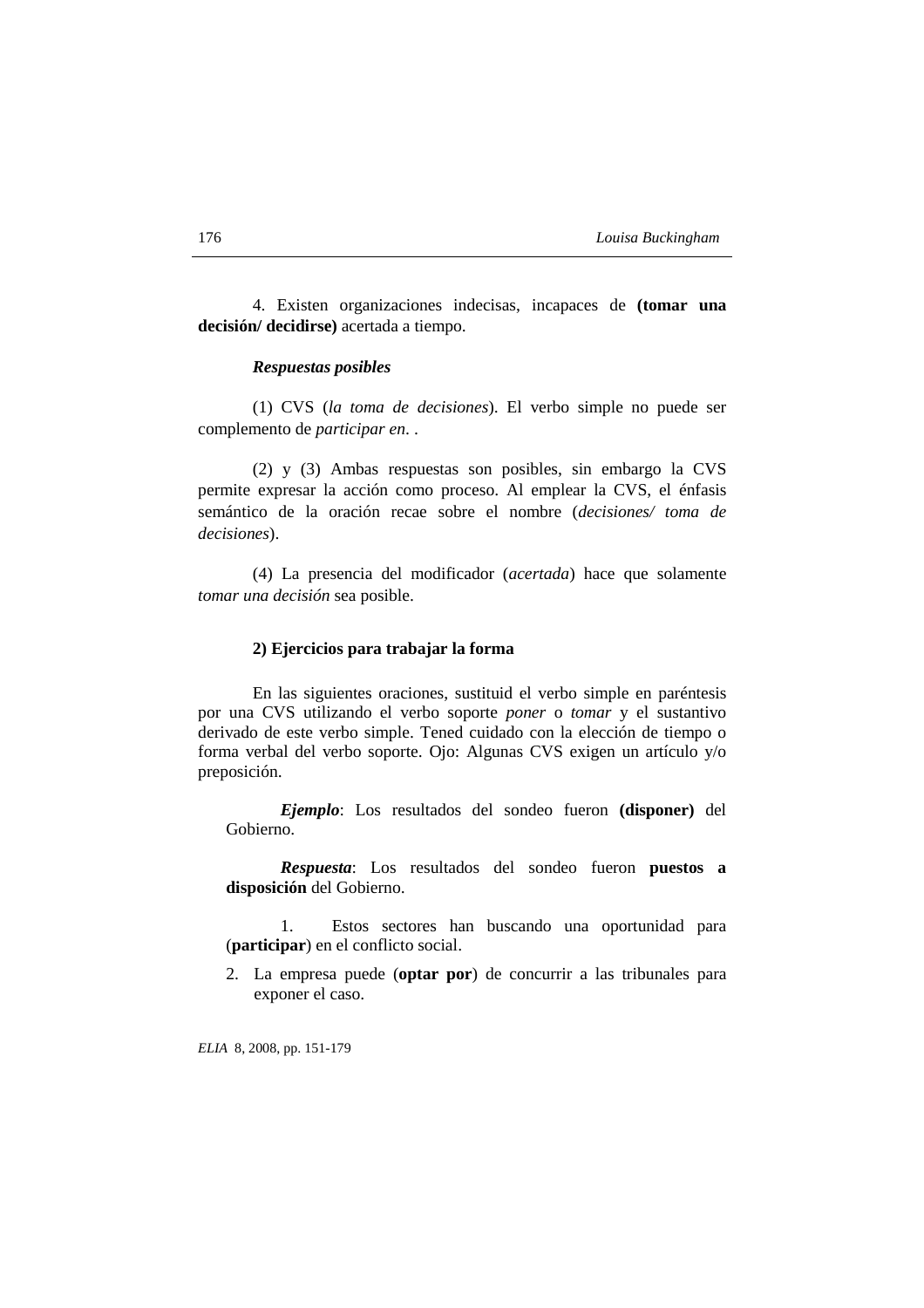4. Existen organizaciones indecisas, incapaces de **(tomar una decisión/ decidirse)** acertada a tiempo.

***Respuestas posibles***

(1) CVS (*la toma de decisiones*). El verbo simple no puede ser complemento de *participar en*. .

(2) y (3) Ambas respuestas son posibles, sin embargo la CVS permite expresar la acción como proceso. Al emplear la CVS, el énfasis semántico de la oración recae sobre el nombre (*decisiones/ toma de decisiones*).

(4) La presencia del modificador (*acertada*) hace que solamente *tomar una decisión* sea posible.

**2) Ejercicios para trabajar la forma**

En las siguientes oraciones, sustituid el verbo simple en paréntesis por una CVS utilizando el verbo soporte *poner* o *tomar* y el sustantivo derivado de este verbo simple. Tened cuidado con la elección de tiempo o forma verbal del verbo soporte. Ojo: Algunas CVS exigen un artículo y/o preposición.

***Ejemplo***: Los resultados del sondeo fueron **(disponer)** del Gobierno.

***Respuesta***: Los resultados del sondeo fueron **puestos a disposición** del Gobierno.

1. Estos sectores han buscando una oportunidad para (**participar**) en el conflicto social.
2. La empresa puede (**optar por**) de concurrir a las tribunales para exponer el caso.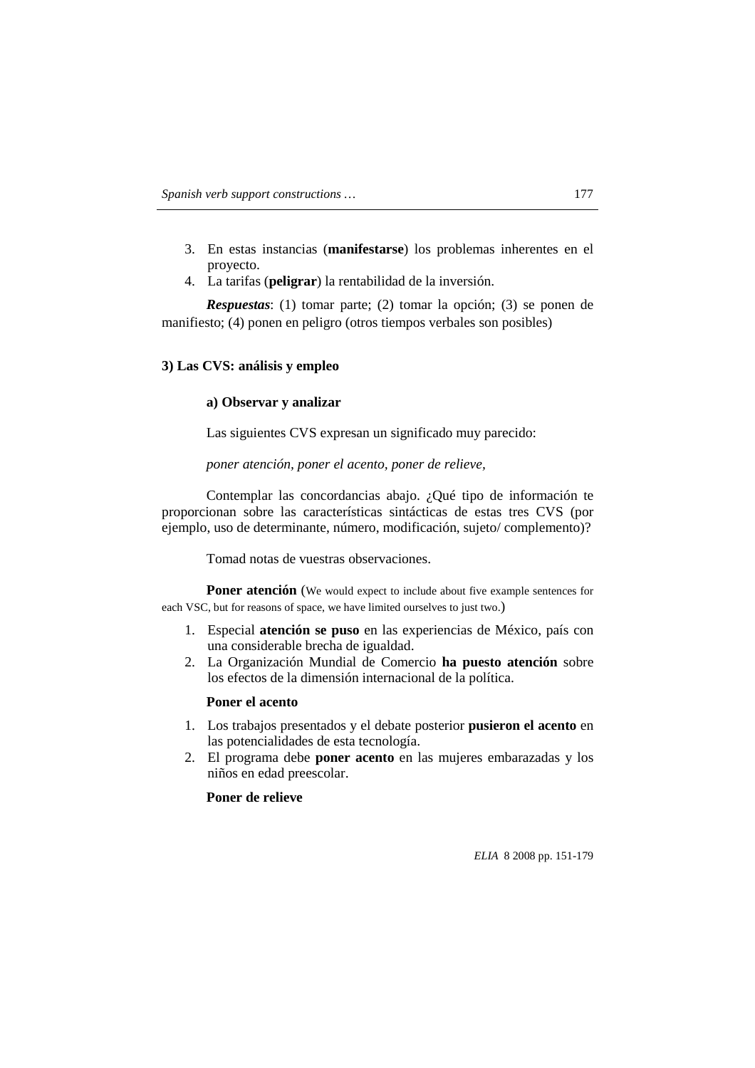3. En estas instancias (**manifestarse**) los problemas inherentes en el proyecto.
4. La tarifas (**peligrar**) la rentabilidad de la inversión.

***Respuestas***: (1) tomar parte; (2) tomar la opción; (3) se ponen de manifiesto; (4) ponen en peligro (otros tiempos verbales son posibles)

### 3) Las CVS: análisis y empleo

#### a) Observar y analizar

Las siguientes CVS expresan un significado muy parecido:

*poner atención, poner el acento, poner de relieve,*

Contemplar las concordancias abajo. ¿Qué tipo de información te proporcionan sobre las características sintácticas de estas tres CVS (por ejemplo, uso de determinante, número, modificación, sujeto/ complemento)?

Tomad notas de vuestras observaciones.

**Poner atención** (We would expect to include about five example sentences for each VSC, but for reasons of space, we have limited ourselves to just two.)

1. Especial **atención se puso** en las experiencias de México, país con una considerable brecha de igualdad.
2. La Organización Mundial de Comercio **ha puesto atención** sobre los efectos de la dimensión internacional de la política.

**Poner el acento**

1. Los trabajos presentados y el debate posterior **pusieron el acento** en las potencialidades de esta tecnología.
2. El programa debe **poner acento** en las mujeres embarazadas y los niños en edad preescolar.

**Poner de relieve**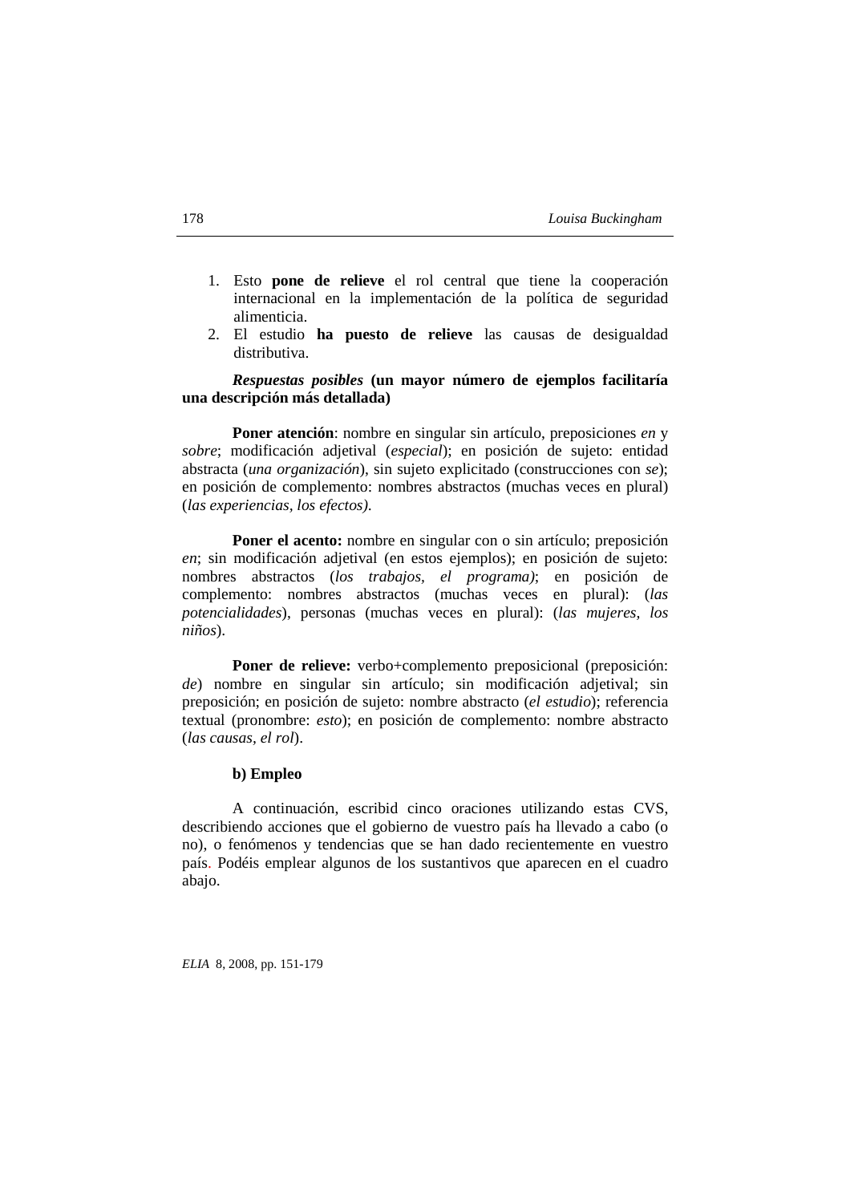1. Esto **pone de relieve** el rol central que tiene la cooperación internacional en la implementación de la política de seguridad alimenticia.
2. El estudio **ha puesto de relieve** las causas de desigualdad distributiva.

***Respuestas posibles* (un mayor número de ejemplos facilitaría una descripción más detallada)**

**Poner atención**: nombre en singular sin artículo, preposiciones *en* y *sobre*; modificación adjetival (*especial*); en posición de sujeto: entidad abstracta (*una organización*), sin sujeto explicitado (construcciones con *se*); en posición de complemento: nombres abstractos (muchas veces en plural) (*las experiencias, los efectos)*.

**Poner el acento:** nombre en singular con o sin artículo; preposición *en*; sin modificación adjetival (en estos ejemplos); en posición de sujeto: nombres abstractos (*los trabajos, el programa)*; en posición de complemento: nombres abstractos (muchas veces en plural): (*las potencialidades*), personas (muchas veces en plural): (*las mujeres, los niños*).

**Poner de relieve:** verbo+complemento preposicional (preposición: *de*) nombre en singular sin artículo; sin modificación adjetival; sin preposición; en posición de sujeto: nombre abstracto (*el estudio*); referencia textual (pronombre: *esto*); en posición de complemento: nombre abstracto (*las causas, el rol*).

**b) Empleo**

A continuación, escribid cinco oraciones utilizando estas CVS, describiendo acciones que el gobierno de vuestro país ha llevado a cabo (o no), o fenómenos y tendencias que se han dado recientemente en vuestro país. Podéis emplear algunos de los sustantivos que aparecen en el cuadro abajo.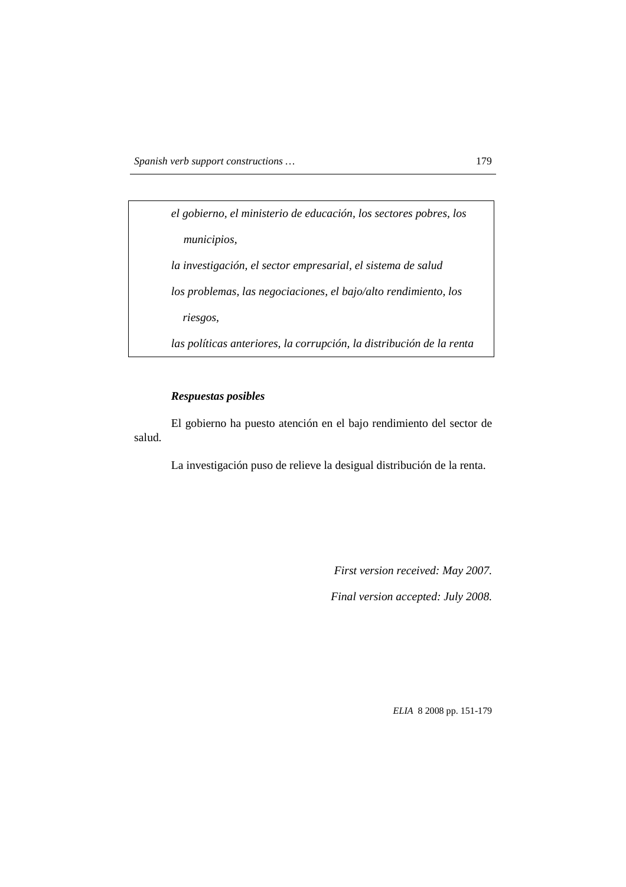*el gobierno, el ministerio de educación, los sectores pobres, los municipios,*

*la investigación, el sector empresarial, el sistema de salud*

*los problemas, las negociaciones, el bajo/alto rendimiento, los riesgos,*

*las políticas anteriores, la corrupción, la distribución de la renta*

***Respuestas posibles***

El gobierno ha puesto atención en el bajo rendimiento del sector de salud.

La investigación puso de relieve la desigual distribución de la renta.

*First version received: May 2007.*

*Final version accepted: July 2008.*